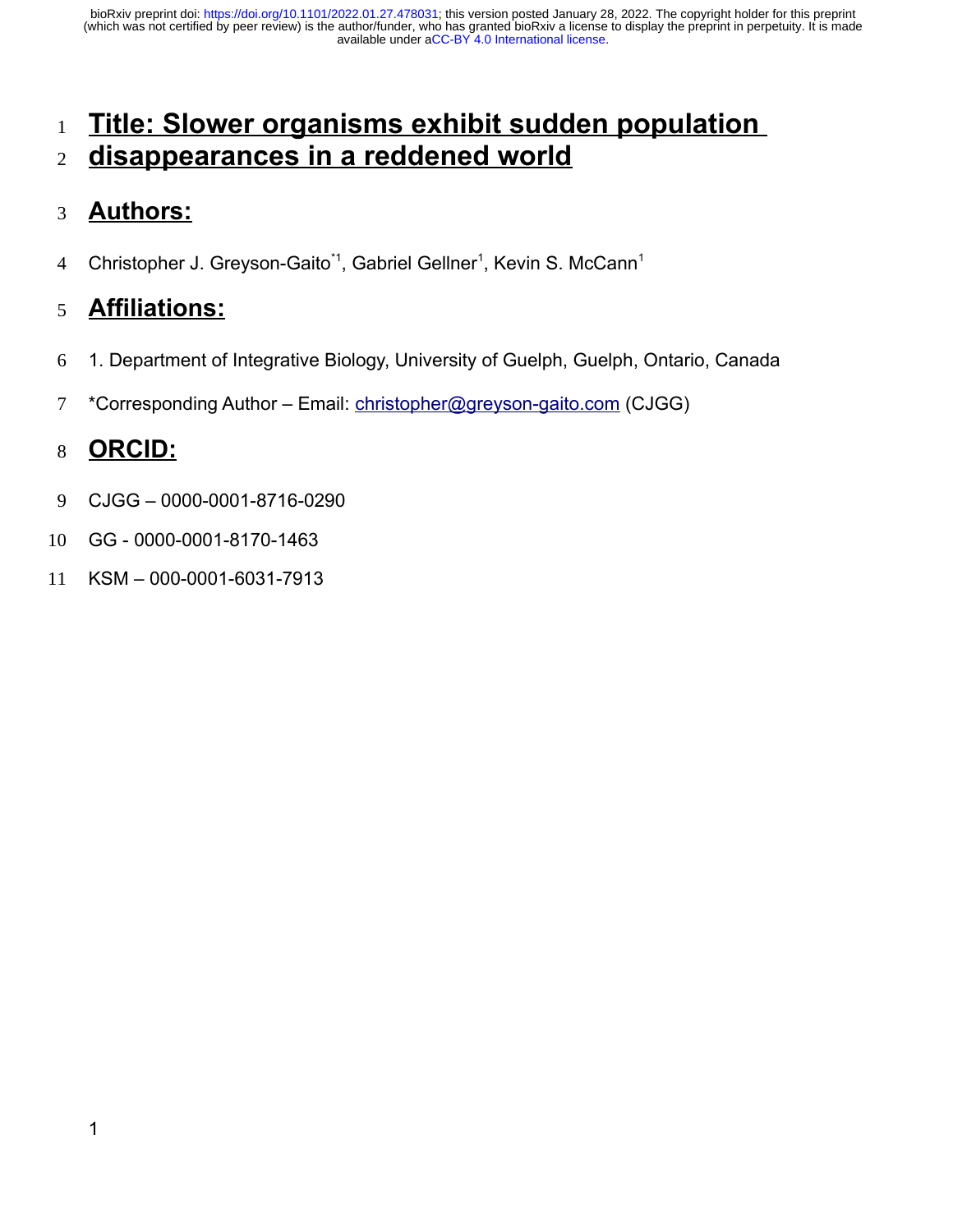# Title: Slower organisms exhibit sudden population disappearances in a reddened world

## Authors:

Christopher J. Greyson-Gaito*[1], Gabriel Gellner[1], Kevin S. McCann[1]

## Affiliations:

1. Department of Integrative Biology, University of Guelph, Guelph, Ontario, Canada

*Corresponding Author – Email: christopher@greyson-gaito.com (CJGG)

## ORCID:

CJGG – 0000-0001-8716-0290

GG - 0000-0001-8170-1463

KSM – 000-0001-6031-7913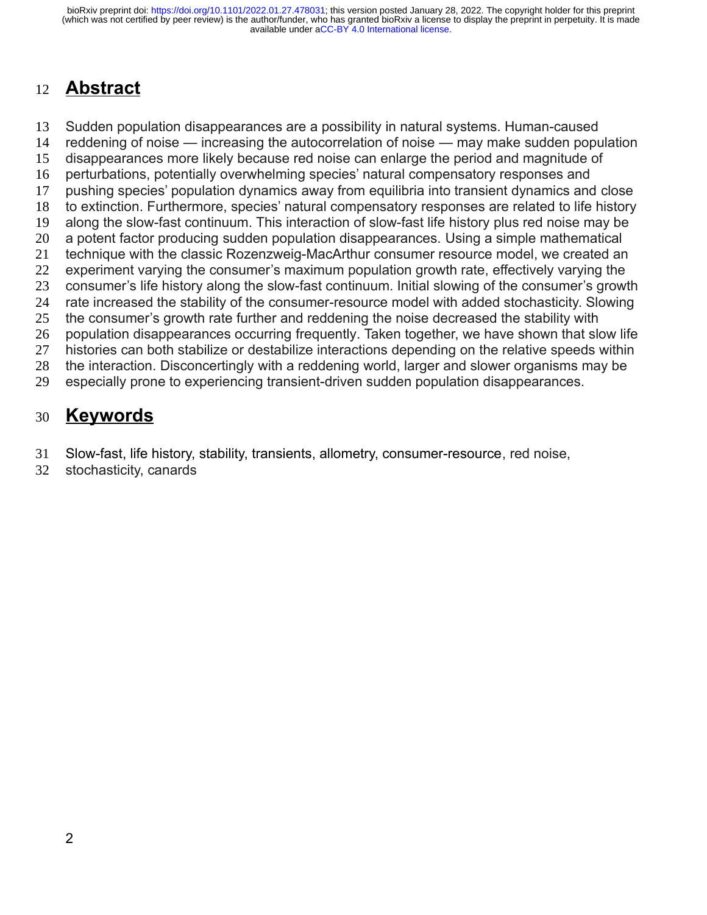# Abstract

Sudden population disappearances are a possibility in natural systems. Human-caused reddening of noise — increasing the autocorrelation of noise — may make sudden population disappearances more likely because red noise can enlarge the period and magnitude of perturbations, potentially overwhelming species' natural compensatory responses and pushing species' population dynamics away from equilibria into transient dynamics and close to extinction. Furthermore, species' natural compensatory responses are related to life history along the slow-fast continuum. This interaction of slow-fast life history plus red noise may be a potent factor producing sudden population disappearances. Using a simple mathematical technique with the classic Rozenzweig-MacArthur consumer resource model, we created an experiment varying the consumer's maximum population growth rate, effectively varying the consumer's life history along the slow-fast continuum. Initial slowing of the consumer's growth rate increased the stability of the consumer-resource model with added stochasticity. Slowing the consumer's growth rate further and reddening the noise decreased the stability with population disappearances occurring frequently. Taken together, we have shown that slow life histories can both stabilize or destabilize interactions depending on the relative speeds within the interaction. Disconcertingly with a reddening world, larger and slower organisms may be especially prone to experiencing transient-driven sudden population disappearances.

# Keywords

Slow-fast, life history, stability, transients, allometry, consumer-resource, red noise, stochasticity, canards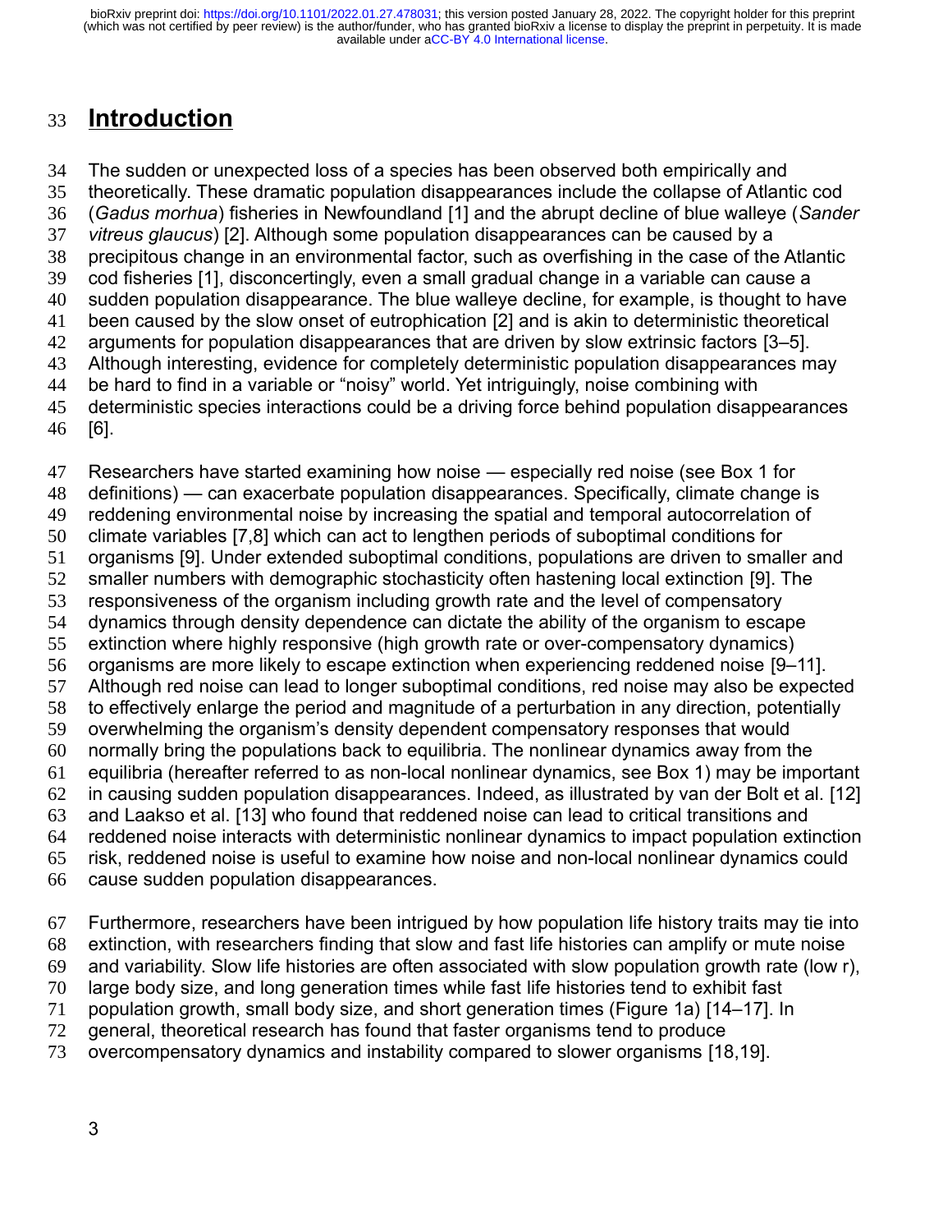# Introduction

The sudden or unexpected loss of a species has been observed both empirically and theoretically. These dramatic population disappearances include the collapse of Atlantic cod (*Gadus morhua*) fisheries in Newfoundland [1] and the abrupt decline of blue walleye (*Sander vitreus glaucus*) [2]. Although some population disappearances can be caused by a precipitous change in an environmental factor, such as overfishing in the case of the Atlantic cod fisheries [1], disconcertingly, even a small gradual change in a variable can cause a sudden population disappearance. The blue walleye decline, for example, is thought to have been caused by the slow onset of eutrophication [2] and is akin to deterministic theoretical arguments for population disappearances that are driven by slow extrinsic factors [3–5]. Although interesting, evidence for completely deterministic population disappearances may be hard to find in a variable or "noisy" world. Yet intriguingly, noise combining with deterministic species interactions could be a driving force behind population disappearances [6].

Researchers have started examining how noise — especially red noise (see Box 1 for definitions) — can exacerbate population disappearances. Specifically, climate change is reddening environmental noise by increasing the spatial and temporal autocorrelation of climate variables [7,8] which can act to lengthen periods of suboptimal conditions for organisms [9]. Under extended suboptimal conditions, populations are driven to smaller and smaller numbers with demographic stochasticity often hastening local extinction [9]. The responsiveness of the organism including growth rate and the level of compensatory dynamics through density dependence can dictate the ability of the organism to escape extinction where highly responsive (high growth rate or over-compensatory dynamics) organisms are more likely to escape extinction when experiencing reddened noise [9–11]. Although red noise can lead to longer suboptimal conditions, red noise may also be expected to effectively enlarge the period and magnitude of a perturbation in any direction, potentially overwhelming the organism's density dependent compensatory responses that would normally bring the populations back to equilibria. The nonlinear dynamics away from the equilibria (hereafter referred to as non-local nonlinear dynamics, see Box 1) may be important in causing sudden population disappearances. Indeed, as illustrated by van der Bolt et al. [12] and Laakso et al. [13] who found that reddened noise can lead to critical transitions and reddened noise interacts with deterministic nonlinear dynamics to impact population extinction risk, reddened noise is useful to examine how noise and non-local nonlinear dynamics could cause sudden population disappearances.

Furthermore, researchers have been intrigued by how population life history traits may tie into extinction, with researchers finding that slow and fast life histories can amplify or mute noise and variability. Slow life histories are often associated with slow population growth rate (low r), large body size, and long generation times while fast life histories tend to exhibit fast population growth, small body size, and short generation times (Figure 1a) [14–17]. In general, theoretical research has found that faster organisms tend to produce overcompensatory dynamics and instability compared to slower organisms [18,19].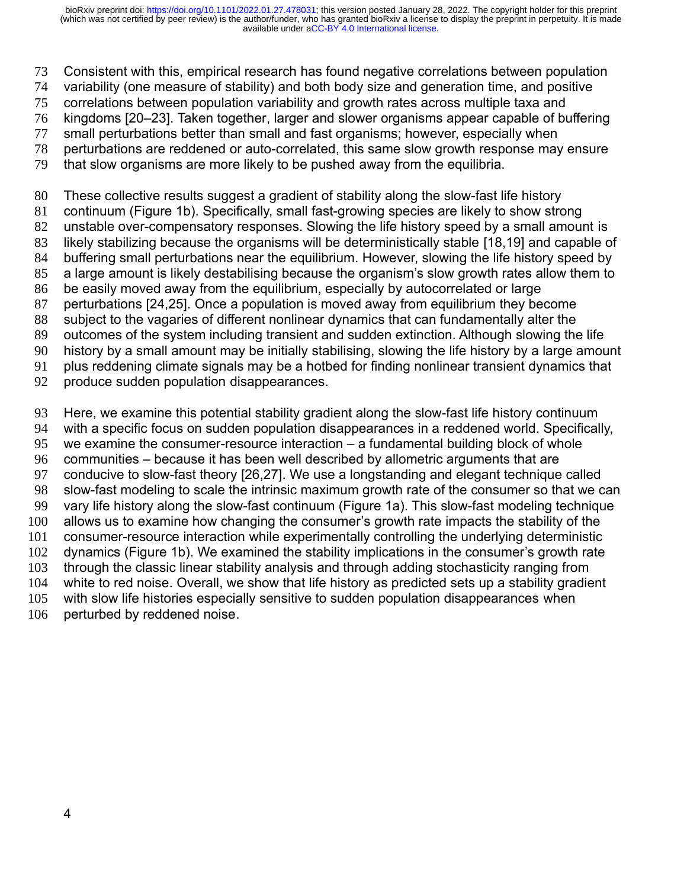Consistent with this, empirical research has found negative correlations between population variability (one measure of stability) and both body size and generation time, and positive correlations between population variability and growth rates across multiple taxa and kingdoms [20–23]. Taken together, larger and slower organisms appear capable of buffering small perturbations better than small and fast organisms; however, especially when perturbations are reddened or auto-correlated, this same slow growth response may ensure that slow organisms are more likely to be pushed away from the equilibria.

These collective results suggest a gradient of stability along the slow-fast life history continuum (Figure 1b). Specifically, small fast-growing species are likely to show strong unstable over-compensatory responses. Slowing the life history speed by a small amount is likely stabilizing because the organisms will be deterministically stable [18,19] and capable of buffering small perturbations near the equilibrium. However, slowing the life history speed by a large amount is likely destabilising because the organism's slow growth rates allow them to be easily moved away from the equilibrium, especially by autocorrelated or large perturbations [24,25]. Once a population is moved away from equilibrium they become subject to the vagaries of different nonlinear dynamics that can fundamentally alter the outcomes of the system including transient and sudden extinction. Although slowing the life history by a small amount may be initially stabilising, slowing the life history by a large amount plus reddening climate signals may be a hotbed for finding nonlinear transient dynamics that produce sudden population disappearances.

Here, we examine this potential stability gradient along the slow-fast life history continuum with a specific focus on sudden population disappearances in a reddened world. Specifically, we examine the consumer-resource interaction – a fundamental building block of whole communities – because it has been well described by allometric arguments that are conducive to slow-fast theory [26,27]. We use a longstanding and elegant technique called slow-fast modeling to scale the intrinsic maximum growth rate of the consumer so that we can vary life history along the slow-fast continuum (Figure 1a). This slow-fast modeling technique allows us to examine how changing the consumer's growth rate impacts the stability of the consumer-resource interaction while experimentally controlling the underlying deterministic dynamics (Figure 1b). We examined the stability implications in the consumer's growth rate through the classic linear stability analysis and through adding stochasticity ranging from white to red noise. Overall, we show that life history as predicted sets up a stability gradient with slow life histories especially sensitive to sudden population disappearances when perturbed by reddened noise.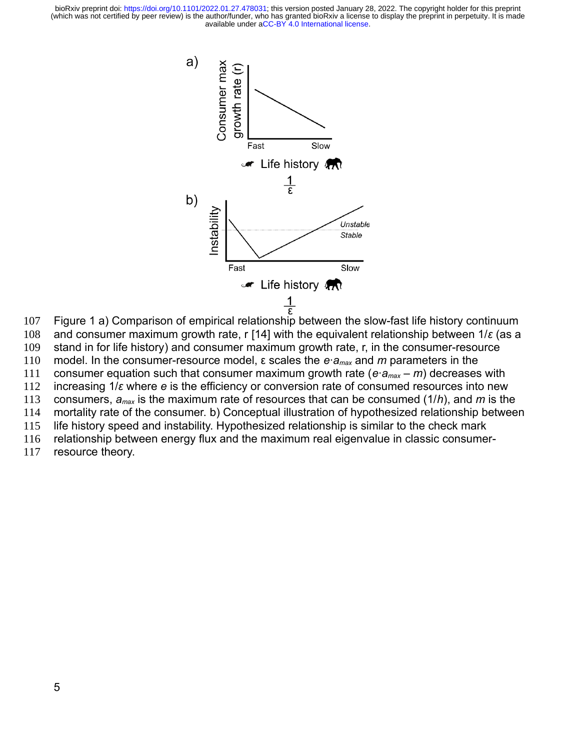Figure 1 a) Comparison of empirical relationship between the slow-fast life history continuum and consumer maximum growth rate, r [14] with the equivalent relationship between $1/\varepsilon$ (as a stand in for life history) and consumer maximum growth rate, r, in the consumer-resource model. In the consumer-resource model, ε scales the $e \cdot a_{max}$ and $m$ parameters in the consumer equation such that consumer maximum growth rate ($e \cdot a_{max} - m$) decreases with increasing $1/\varepsilon$ where $e$ is the efficiency or conversion rate of consumed resources into new consumers, $a_{max}$ is the maximum rate of resources that can be consumed ($1/h$), and $m$ is the mortality rate of the consumer. b) Conceptual illustration of hypothesized relationship between life history speed and instability. Hypothesized relationship is similar to the check mark relationship between energy flux and the maximum real eigenvalue in classic consumer-resource theory.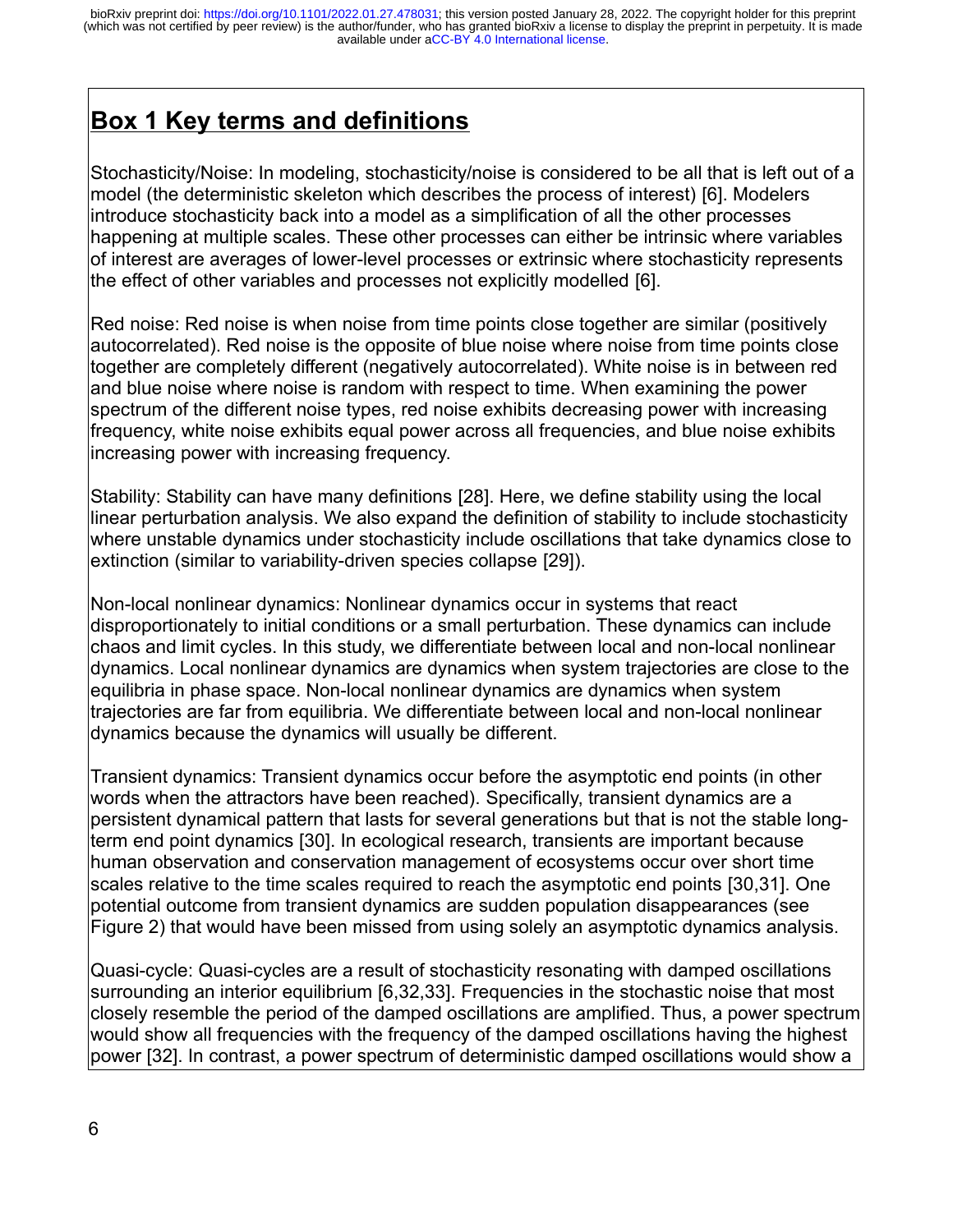## Box 1 Key terms and definitions

Stochasticity/Noise: In modeling, stochasticity/noise is considered to be all that is left out of a model (the deterministic skeleton which describes the process of interest) [6]. Modelers introduce stochasticity back into a model as a simplification of all the other processes happening at multiple scales. These other processes can either be intrinsic where variables of interest are averages of lower-level processes or extrinsic where stochasticity represents the effect of other variables and processes not explicitly modelled [6].

Red noise: Red noise is when noise from time points close together are similar (positively autocorrelated). Red noise is the opposite of blue noise where noise from time points close together are completely different (negatively autocorrelated). White noise is in between red and blue noise where noise is random with respect to time. When examining the power spectrum of the different noise types, red noise exhibits decreasing power with increasing frequency, white noise exhibits equal power across all frequencies, and blue noise exhibits increasing power with increasing frequency.

Stability: Stability can have many definitions [28]. Here, we define stability using the local linear perturbation analysis. We also expand the definition of stability to include stochasticity where unstable dynamics under stochasticity include oscillations that take dynamics close to extinction (similar to variability-driven species collapse [29]).

Non-local nonlinear dynamics: Nonlinear dynamics occur in systems that react disproportionately to initial conditions or a small perturbation. These dynamics can include chaos and limit cycles. In this study, we differentiate between local and non-local nonlinear dynamics. Local nonlinear dynamics are dynamics when system trajectories are close to the equilibria in phase space. Non-local nonlinear dynamics are dynamics when system trajectories are far from equilibria. We differentiate between local and non-local nonlinear dynamics because the dynamics will usually be different.

Transient dynamics: Transient dynamics occur before the asymptotic end points (in other words when the attractors have been reached). Specifically, transient dynamics are a persistent dynamical pattern that lasts for several generations but that is not the stable long-term end point dynamics [30]. In ecological research, transients are important because human observation and conservation management of ecosystems occur over short time scales relative to the time scales required to reach the asymptotic end points [30,31]. One potential outcome from transient dynamics are sudden population disappearances (see Figure 2) that would have been missed from using solely an asymptotic dynamics analysis.

Quasi-cycle: Quasi-cycles are a result of stochasticity resonating with damped oscillations surrounding an interior equilibrium [6,32,33]. Frequencies in the stochastic noise that most closely resemble the period of the damped oscillations are amplified. Thus, a power spectrum would show all frequencies with the frequency of the damped oscillations having the highest power [32]. In contrast, a power spectrum of deterministic damped oscillations would show a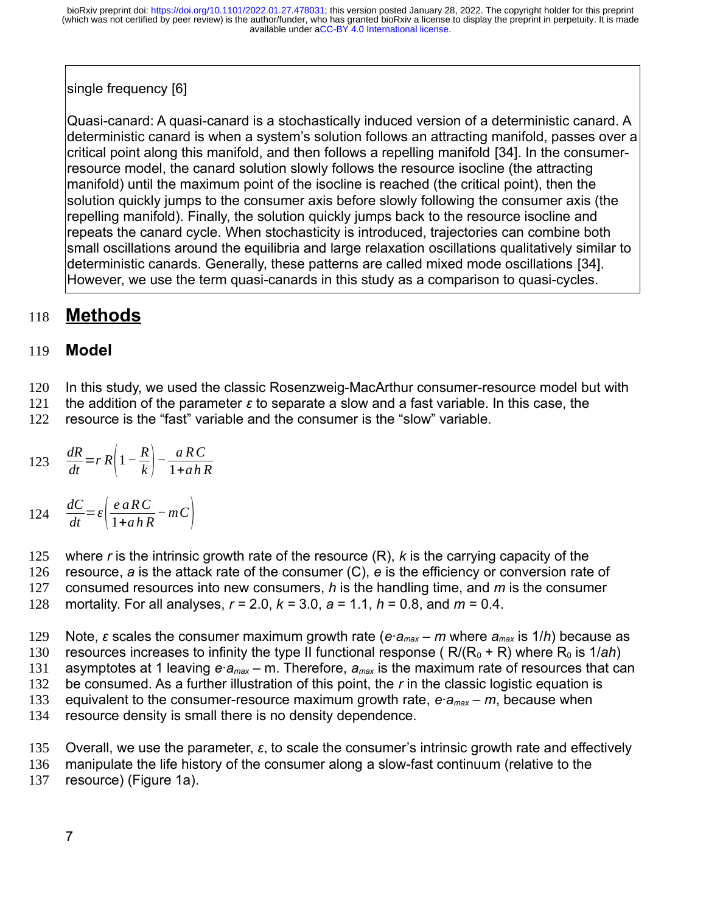single frequency [6]

Quasi-canard: A quasi-canard is a stochastically induced version of a deterministic canard. A deterministic canard is when a system's solution follows an attracting manifold, passes over a critical point along this manifold, and then follows a repelling manifold [34]. In the consumer-resource model, the canard solution slowly follows the resource isocline (the attracting manifold) until the maximum point of the isocline is reached (the critical point), then the solution quickly jumps to the consumer axis before slowly following the consumer axis (the repelling manifold). Finally, the solution quickly jumps back to the resource isocline and repeats the canard cycle. When stochasticity is introduced, trajectories can combine both small oscillations around the equilibria and large relaxation oscillations qualitatively similar to deterministic canards. Generally, these patterns are called mixed mode oscillations [34]. However, we use the term quasi-canards in this study as a comparison to quasi-cycles.

# Methods

## Model

In this study, we used the classic Rosenzweig-MacArthur consumer-resource model but with the addition of the parameter $\varepsilon$ to separate a slow and a fast variable. In this case, the resource is the "fast" variable and the consumer is the "slow" variable.

$$\frac{dR}{dt} = rR\left(1-\frac{R}{k}\right) - \frac{aRC}{1+ahR}$$

$$\frac{dC}{dt} = \varepsilon\left(\frac{eaRC}{1+ahR} - mC\right)$$

where $r$ is the intrinsic growth rate of the resource (R), $k$ is the carrying capacity of the resource, $a$ is the attack rate of the consumer (C), $e$ is the efficiency or conversion rate of consumed resources into new consumers, $h$ is the handling time, and $m$ is the consumer mortality. For all analyses, $r$ = 2.0, $k$ = 3.0, $a$ = 1.1, $h$ = 0.8, and $m$ = 0.4.

Note, $\varepsilon$ scales the consumer maximum growth rate ($e \cdot a_{max} - m$ where $a_{max}$ is $1/h$) because as resources increases to infinity the type II functional response ( $R/(R_0 + R)$ where $R_0$ is $1/ah$) asymptotes at 1 leaving $e \cdot a_{max}$ – m. Therefore, $a_{max}$ is the maximum rate of resources that can be consumed. As a further illustration of this point, the $r$ in the classic logistic equation is equivalent to the consumer-resource maximum growth rate, $e \cdot a_{max} - m$, because when resource density is small there is no density dependence.

Overall, we use the parameter, $\varepsilon$, to scale the consumer's intrinsic growth rate and effectively manipulate the life history of the consumer along a slow-fast continuum (relative to the resource) (Figure 1a).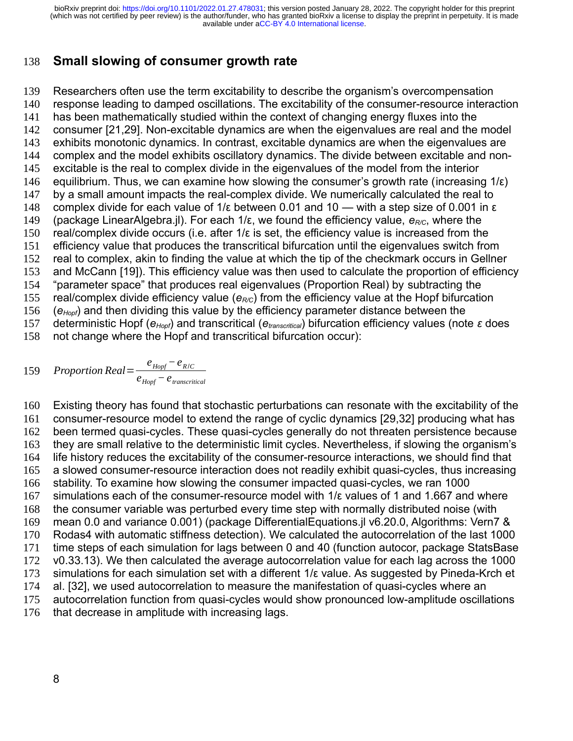## Small slowing of consumer growth rate

Researchers often use the term excitability to describe the organism's overcompensation response leading to damped oscillations. The excitability of the consumer-resource interaction has been mathematically studied within the context of changing energy fluxes into the consumer [21,29]. Non-excitable dynamics are when the eigenvalues are real and the model exhibits monotonic dynamics. In contrast, excitable dynamics are when the eigenvalues are complex and the model exhibits oscillatory dynamics. The divide between excitable and non-excitable is the real to complex divide in the eigenvalues of the model from the interior equilibrium. Thus, we can examine how slowing the consumer's growth rate (increasing $1/\varepsilon$) by a small amount impacts the real-complex divide. We numerically calculated the real to complex divide for each value of $1/\varepsilon$ between 0.01 and 10 — with a step size of 0.001 in $\varepsilon$ (package LinearAlgebra.jl). For each $1/\varepsilon$, we found the efficiency value, $e_{R/C}$, where the real/complex divide occurs (i.e. after $1/\varepsilon$ is set, the efficiency value is increased from the efficiency value that produces the transcritical bifurcation until the eigenvalues switch from real to complex, akin to finding the value at which the tip of the checkmark occurs in Gellner and McCann [19]). This efficiency value was then used to calculate the proportion of efficiency "parameter space" that produces real eigenvalues (Proportion Real) by subtracting the real/complex divide efficiency value ($e_{R/C}$) from the efficiency value at the Hopf bifurcation ($e_{Hopf}$) and then dividing this value by the efficiency parameter distance between the deterministic Hopf ($e_{Hopf}$) and transcritical ($e_{transcritical}$) bifurcation efficiency values (note $\varepsilon$ does not change where the Hopf and transcritical bifurcation occur):

$$Proportion\ Real = \frac{e_{Hopf} - e_{R/C}}{e_{Hopf} - e_{transcritical}}$$

Existing theory has found that stochastic perturbations can resonate with the excitability of the consumer-resource model to extend the range of cyclic dynamics [29,32] producing what has been termed quasi-cycles. These quasi-cycles generally do not threaten persistence because they are small relative to the deterministic limit cycles. Nevertheless, if slowing the organism's life history reduces the excitability of the consumer-resource interactions, we should find that a slowed consumer-resource interaction does not readily exhibit quasi-cycles, thus increasing stability. To examine how slowing the consumer impacted quasi-cycles, we ran 1000 simulations each of the consumer-resource model with $1/\varepsilon$ values of 1 and 1.667 and where the consumer variable was perturbed every time step with normally distributed noise (with mean 0.0 and variance 0.001) (package DifferentialEquations.jl v6.20.0, Algorithms: Vern7 & Rodas4 with automatic stiffness detection). We calculated the autocorrelation of the last 1000 time steps of each simulation for lags between 0 and 40 (function autocor, package StatsBase v0.33.13). We then calculated the average autocorrelation value for each lag across the 1000 simulations for each simulation set with a different $1/\varepsilon$ value. As suggested by Pineda-Krch et al. [32], we used autocorrelation to measure the manifestation of quasi-cycles where an autocorrelation function from quasi-cycles would show pronounced low-amplitude oscillations that decrease in amplitude with increasing lags.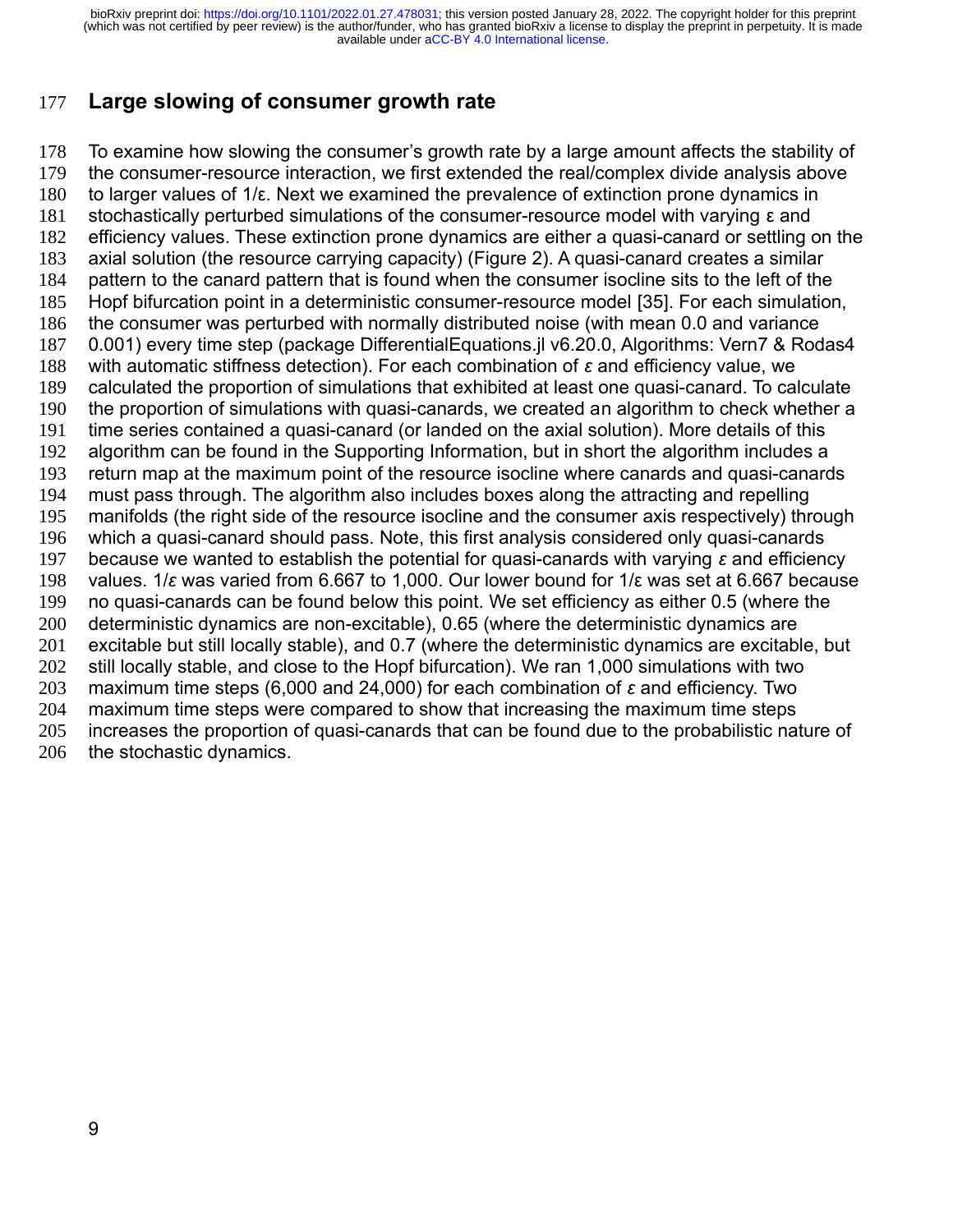## Large slowing of consumer growth rate

To examine how slowing the consumer's growth rate by a large amount affects the stability of the consumer-resource interaction, we first extended the real/complex divide analysis above to larger values of $1/\varepsilon$. Next we examined the prevalence of extinction prone dynamics in stochastically perturbed simulations of the consumer-resource model with varying $\varepsilon$ and efficiency values. These extinction prone dynamics are either a quasi-canard or settling on the axial solution (the resource carrying capacity) (Figure 2). A quasi-canard creates a similar pattern to the canard pattern that is found when the consumer isocline sits to the left of the Hopf bifurcation point in a deterministic consumer-resource model [35]. For each simulation, the consumer was perturbed with normally distributed noise (with mean 0.0 and variance 0.001) every time step (package DifferentialEquations.jl v6.20.0, Algorithms: Vern7 & Rodas4 with automatic stiffness detection). For each combination of $\varepsilon$ and efficiency value, we calculated the proportion of simulations that exhibited at least one quasi-canard. To calculate the proportion of simulations with quasi-canards, we created an algorithm to check whether a time series contained a quasi-canard (or landed on the axial solution). More details of this algorithm can be found in the Supporting Information, but in short the algorithm includes a return map at the maximum point of the resource isocline where canards and quasi-canards must pass through. The algorithm also includes boxes along the attracting and repelling manifolds (the right side of the resource isocline and the consumer axis respectively) through which a quasi-canard should pass. Note, this first analysis considered only quasi-canards because we wanted to establish the potential for quasi-canards with varying $\varepsilon$ and efficiency values. $1/\varepsilon$ was varied from 6.667 to 1,000. Our lower bound for $1/\varepsilon$ was set at 6.667 because no quasi-canards can be found below this point. We set efficiency as either 0.5 (where the deterministic dynamics are non-excitable), 0.65 (where the deterministic dynamics are excitable but still locally stable), and 0.7 (where the deterministic dynamics are excitable, but still locally stable, and close to the Hopf bifurcation). We ran 1,000 simulations with two maximum time steps (6,000 and 24,000) for each combination of $\varepsilon$ and efficiency. Two maximum time steps were compared to show that increasing the maximum time steps increases the proportion of quasi-canards that can be found due to the probabilistic nature of the stochastic dynamics.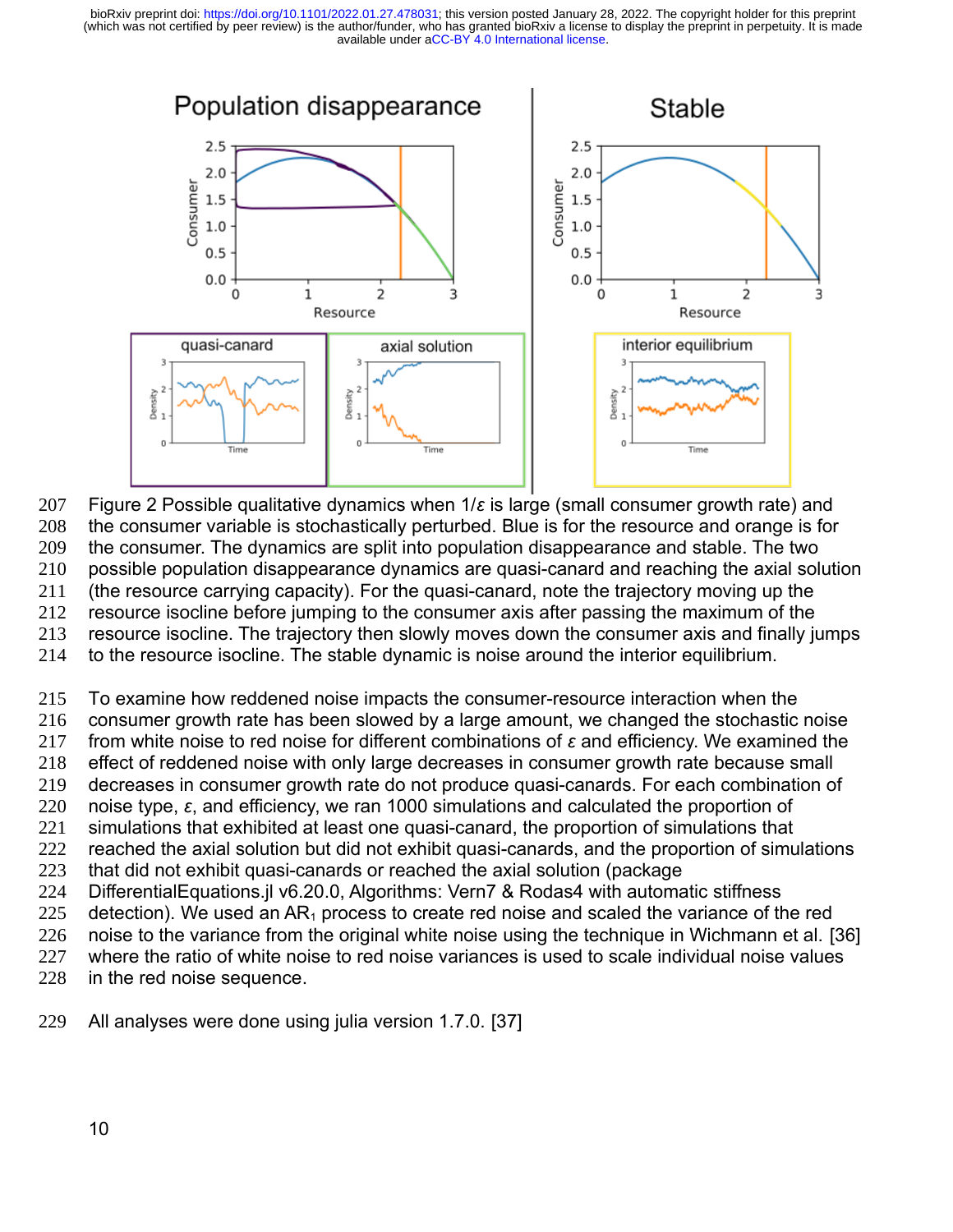Figure 2 Possible qualitative dynamics when $1/\varepsilon$ is large (small consumer growth rate) and the consumer variable is stochastically perturbed. Blue is for the resource and orange is for the consumer. The dynamics are split into population disappearance and stable. The two possible population disappearance dynamics are quasi-canard and reaching the axial solution (the resource carrying capacity). For the quasi-canard, note the trajectory moving up the resource isocline before jumping to the consumer axis after passing the maximum of the resource isocline. The trajectory then slowly moves down the consumer axis and finally jumps to the resource isocline. The stable dynamic is noise around the interior equilibrium.

To examine how reddened noise impacts the consumer-resource interaction when the consumer growth rate has been slowed by a large amount, we changed the stochastic noise from white noise to red noise for different combinations of $\varepsilon$ and efficiency. We examined the effect of reddened noise with only large decreases in consumer growth rate because small decreases in consumer growth rate do not produce quasi-canards. For each combination of noise type, $\varepsilon$, and efficiency, we ran 1000 simulations and calculated the proportion of simulations that exhibited at least one quasi-canard, the proportion of simulations that reached the axial solution but did not exhibit quasi-canards, and the proportion of simulations that did not exhibit quasi-canards or reached the axial solution (package DifferentialEquations.jl v6.20.0, Algorithms: Vern7 & Rodas4 with automatic stiffness detection). We used an $AR_1$ process to create red noise and scaled the variance of the red noise to the variance from the original white noise using the technique in Wichmann et al. [36] where the ratio of white noise to red noise variances is used to scale individual noise values in the red noise sequence.

All analyses were done using julia version 1.7.0. [37]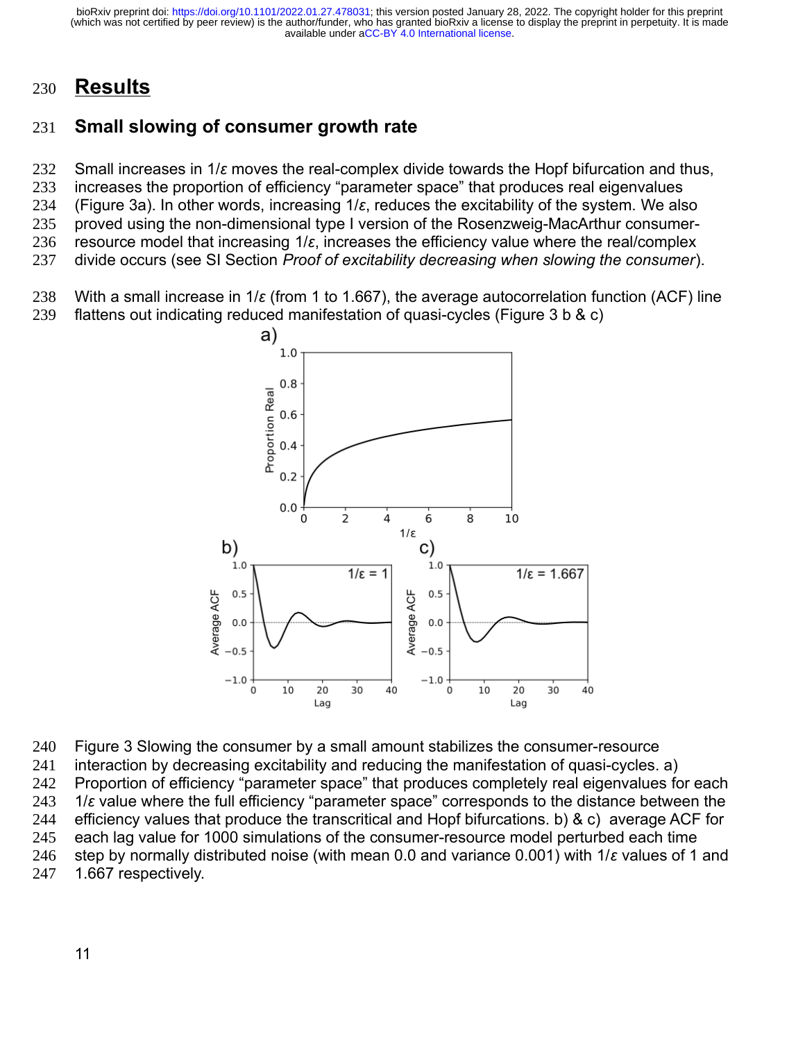# Results

## Small slowing of consumer growth rate

Small increases in $1/\varepsilon$ moves the real-complex divide towards the Hopf bifurcation and thus, increases the proportion of efficiency "parameter space" that produces real eigenvalues (Figure 3a). In other words, increasing $1/\varepsilon$, reduces the excitability of the system. We also proved using the non-dimensional type I version of the Rosenzweig-MacArthur consumer-resource model that increasing $1/\varepsilon$, increases the efficiency value where the real/complex divide occurs (see SI Section *Proof of excitability decreasing when slowing the consumer*).

With a small increase in $1/\varepsilon$ (from 1 to 1.667), the average autocorrelation function (ACF) line flattens out indicating reduced manifestation of quasi-cycles (Figure 3 b & c)

Figure 3 Slowing the consumer by a small amount stabilizes the consumer-resource interaction by decreasing excitability and reducing the manifestation of quasi-cycles. a) Proportion of efficiency "parameter space" that produces completely real eigenvalues for each $1/\varepsilon$ value where the full efficiency "parameter space" corresponds to the distance between the efficiency values that produce the transcritical and Hopf bifurcations. b) & c) average ACF for each lag value for 1000 simulations of the consumer-resource model perturbed each time step by normally distributed noise (with mean 0.0 and variance 0.001) with $1/\varepsilon$ values of 1 and 1.667 respectively.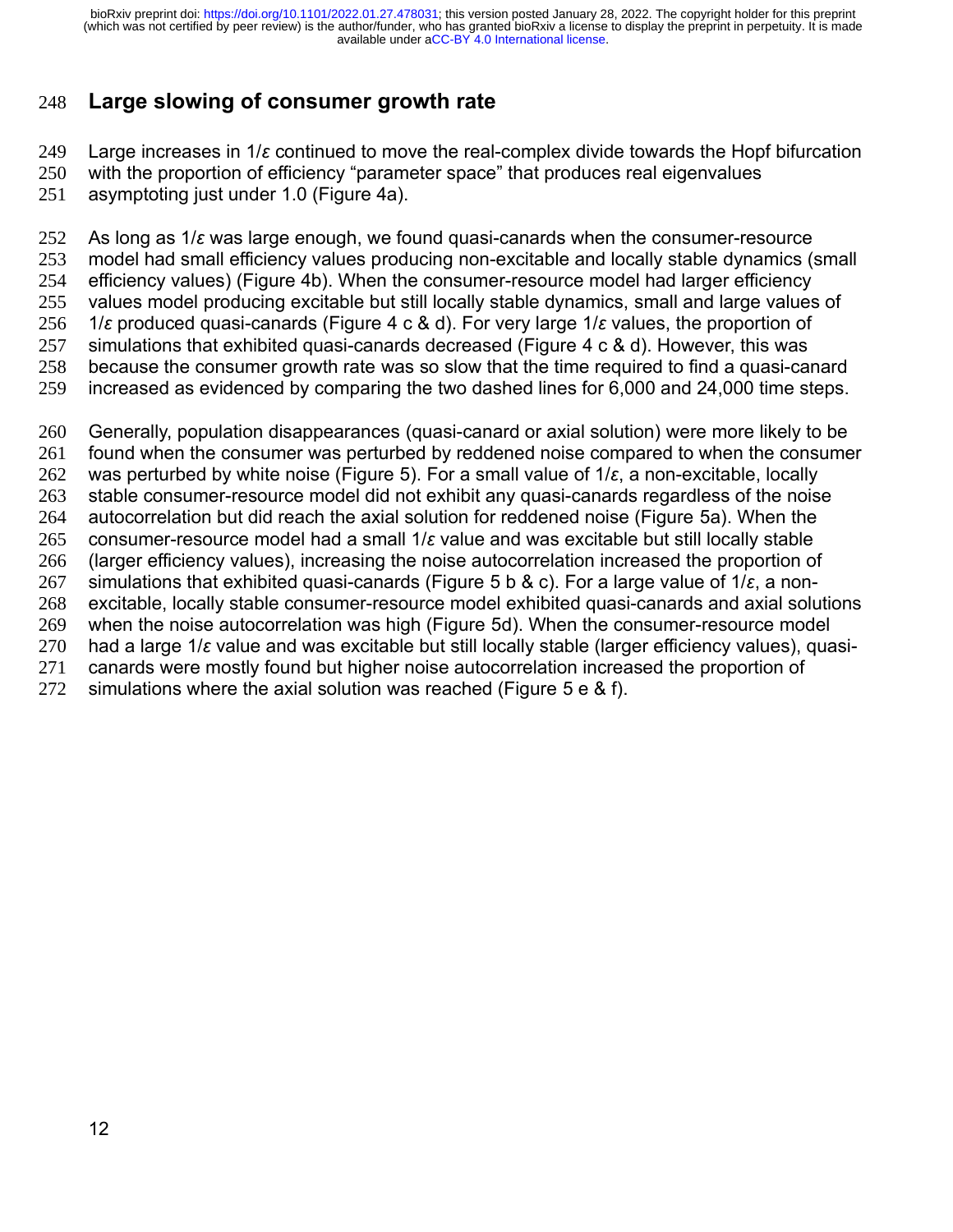## Large slowing of consumer growth rate

Large increases in $1/\varepsilon$ continued to move the real-complex divide towards the Hopf bifurcation with the proportion of efficiency "parameter space" that produces real eigenvalues asymptoting just under 1.0 (Figure 4a).

As long as $1/\varepsilon$ was large enough, we found quasi-canards when the consumer-resource model had small efficiency values producing non-excitable and locally stable dynamics (small efficiency values) (Figure 4b). When the consumer-resource model had larger efficiency values model producing excitable but still locally stable dynamics, small and large values of $1/\varepsilon$ produced quasi-canards (Figure 4 c & d). For very large $1/\varepsilon$ values, the proportion of simulations that exhibited quasi-canards decreased (Figure 4 c & d). However, this was because the consumer growth rate was so slow that the time required to find a quasi-canard increased as evidenced by comparing the two dashed lines for 6,000 and 24,000 time steps.

Generally, population disappearances (quasi-canard or axial solution) were more likely to be found when the consumer was perturbed by reddened noise compared to when the consumer was perturbed by white noise (Figure 5). For a small value of $1/\varepsilon$, a non-excitable, locally stable consumer-resource model did not exhibit any quasi-canards regardless of the noise autocorrelation but did reach the axial solution for reddened noise (Figure 5a). When the consumer-resource model had a small $1/\varepsilon$ value and was excitable but still locally stable (larger efficiency values), increasing the noise autocorrelation increased the proportion of simulations that exhibited quasi-canards (Figure 5 b & c). For a large value of $1/\varepsilon$, a non-excitable, locally stable consumer-resource model exhibited quasi-canards and axial solutions when the noise autocorrelation was high (Figure 5d). When the consumer-resource model had a large $1/\varepsilon$ value and was excitable but still locally stable (larger efficiency values), quasi-canards were mostly found but higher noise autocorrelation increased the proportion of simulations where the axial solution was reached (Figure 5 e & f).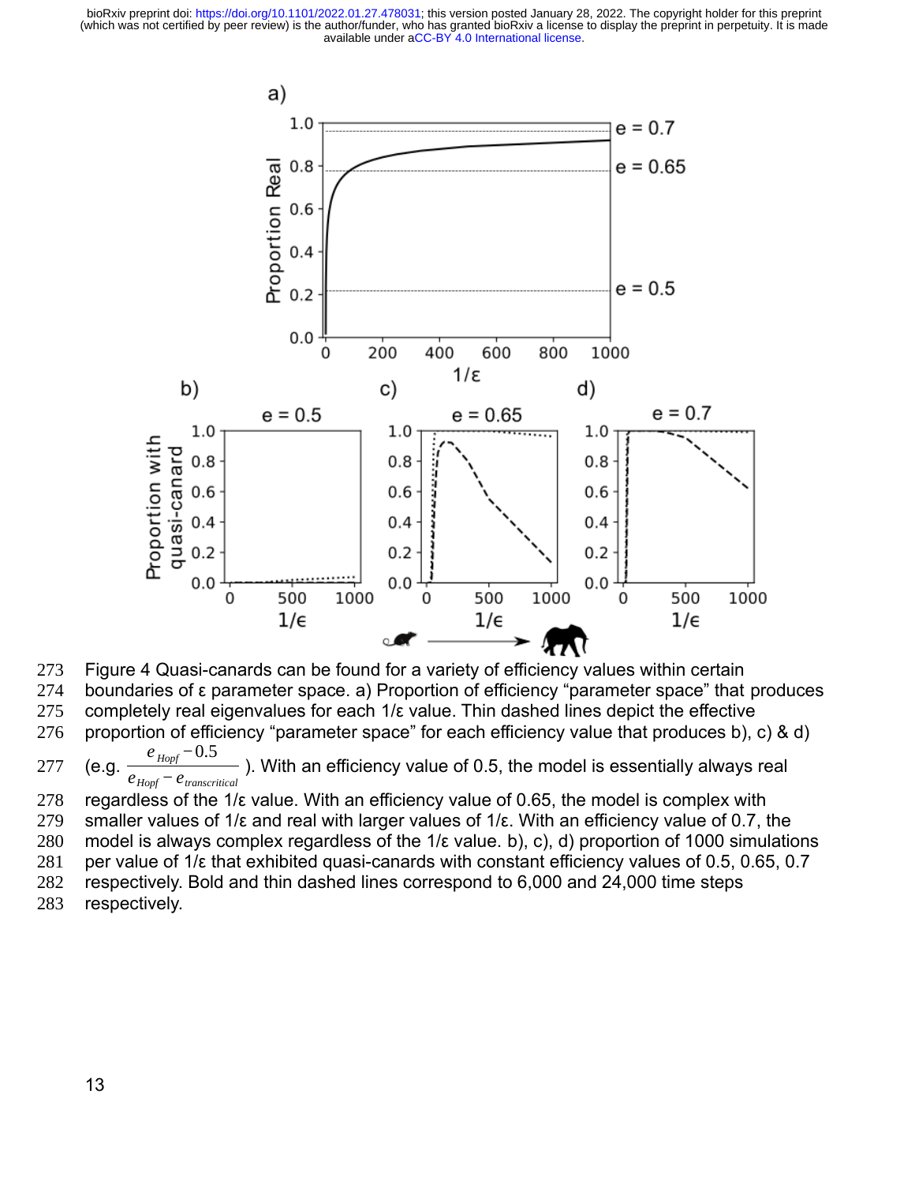Figure 4 Quasi-canards can be found for a variety of efficiency values within certain boundaries of ε parameter space. a) Proportion of efficiency “parameter space” that produces completely real eigenvalues for each 1/ε value. Thin dashed lines depict the effective proportion of efficiency “parameter space” for each efficiency value that produces b), c) & d) (e.g. $\frac{e_{Hopf} - 0.5}{e_{Hopf} - e_{transcritical}}$). With an efficiency value of 0.5, the model is essentially always real regardless of the 1/ε value. With an efficiency value of 0.65, the model is complex with smaller values of 1/ε and real with larger values of 1/ε. With an efficiency value of 0.7, the model is always complex regardless of the 1/ε value. b), c), d) proportion of 1000 simulations per value of 1/ε that exhibited quasi-canards with constant efficiency values of 0.5, 0.65, 0.7 respectively. Bold and thin dashed lines correspond to 6,000 and 24,000 time steps respectively.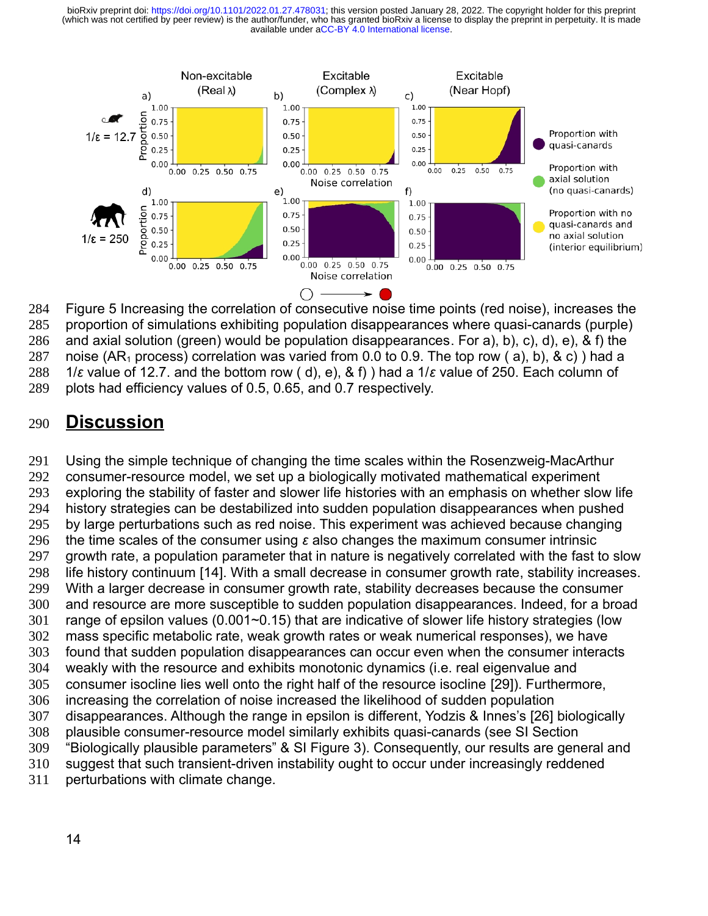Figure 5 Increasing the correlation of consecutive noise time points (red noise), increases the proportion of simulations exhibiting population disappearances where quasi-canards (purple) and axial solution (green) would be population disappearances. For a), b), c), d), e), & f) the noise ($AR_1$ process) correlation was varied from 0.0 to 0.9. The top row ( a), b), & c) ) had a $1/\varepsilon$ value of 12.7. and the bottom row ( d), e), & f) ) had a $1/\varepsilon$ value of 250. Each column of plots had efficiency values of 0.5, 0.65, and 0.7 respectively.

## Discussion

Using the simple technique of changing the time scales within the Rosenzweig-MacArthur consumer-resource model, we set up a biologically motivated mathematical experiment exploring the stability of faster and slower life histories with an emphasis on whether slow life history strategies can be destabilized into sudden population disappearances when pushed by large perturbations such as red noise. This experiment was achieved because changing the time scales of the consumer using $\varepsilon$ also changes the maximum consumer intrinsic growth rate, a population parameter that in nature is negatively correlated with the fast to slow life history continuum [14]. With a small decrease in consumer growth rate, stability increases. With a larger decrease in consumer growth rate, stability decreases because the consumer and resource are more susceptible to sudden population disappearances. Indeed, for a broad range of epsilon values (0.001~0.15) that are indicative of slower life history strategies (low mass specific metabolic rate, weak growth rates or weak numerical responses), we have found that sudden population disappearances can occur even when the consumer interacts weakly with the resource and exhibits monotonic dynamics (i.e. real eigenvalue and consumer isocline lies well onto the right half of the resource isocline [29]). Furthermore, increasing the correlation of noise increased the likelihood of sudden population disappearances. Although the range in epsilon is different, Yodzis & Innes's [26] biologically plausible consumer-resource model similarly exhibits quasi-canards (see SI Section "Biologically plausible parameters" & SI Figure 3). Consequently, our results are general and suggest that such transient-driven instability ought to occur under increasingly reddened perturbations with climate change.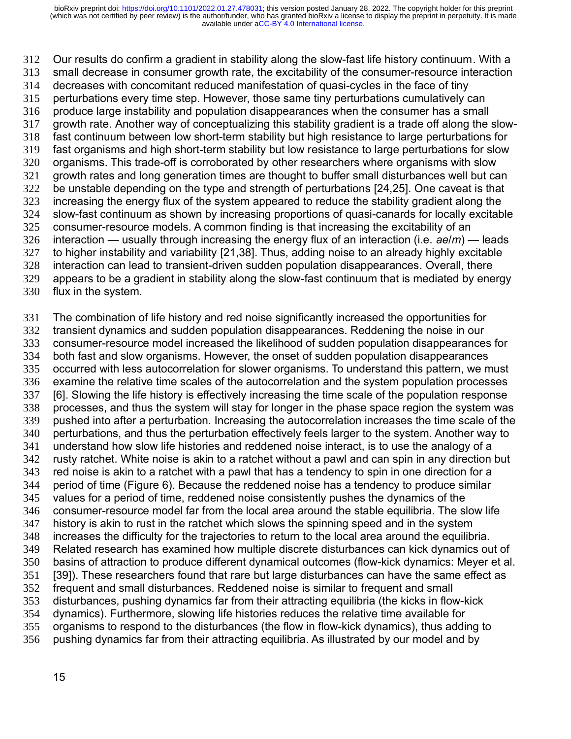Our results do confirm a gradient in stability along the slow-fast life history continuum. With a small decrease in consumer growth rate, the excitability of the consumer-resource interaction decreases with concomitant reduced manifestation of quasi-cycles in the face of tiny perturbations every time step. However, those same tiny perturbations cumulatively can produce large instability and population disappearances when the consumer has a small growth rate. Another way of conceptualizing this stability gradient is a trade off along the slow-fast continuum between low short-term stability but high resistance to large perturbations for fast organisms and high short-term stability but low resistance to large perturbations for slow organisms. This trade-off is corroborated by other researchers where organisms with slow growth rates and long generation times are thought to buffer small disturbances well but can be unstable depending on the type and strength of perturbations [24,25]. One caveat is that increasing the energy flux of the system appeared to reduce the stability gradient along the slow-fast continuum as shown by increasing proportions of quasi-canards for locally excitable consumer-resource models. A common finding is that increasing the excitability of an interaction — usually through increasing the energy flux of an interaction (i.e. $ae/m$) — leads to higher instability and variability [21,38]. Thus, adding noise to an already highly excitable interaction can lead to transient-driven sudden population disappearances. Overall, there appears to be a gradient in stability along the slow-fast continuum that is mediated by energy flux in the system.

The combination of life history and red noise significantly increased the opportunities for transient dynamics and sudden population disappearances. Reddening the noise in our consumer-resource model increased the likelihood of sudden population disappearances for both fast and slow organisms. However, the onset of sudden population disappearances occurred with less autocorrelation for slower organisms. To understand this pattern, we must examine the relative time scales of the autocorrelation and the system population processes [6]. Slowing the life history is effectively increasing the time scale of the population response processes, and thus the system will stay for longer in the phase space region the system was pushed into after a perturbation. Increasing the autocorrelation increases the time scale of the perturbations, and thus the perturbation effectively feels larger to the system. Another way to understand how slow life histories and reddened noise interact, is to use the analogy of a rusty ratchet. White noise is akin to a ratchet without a pawl and can spin in any direction but red noise is akin to a ratchet with a pawl that has a tendency to spin in one direction for a period of time (Figure 6). Because the reddened noise has a tendency to produce similar values for a period of time, reddened noise consistently pushes the dynamics of the consumer-resource model far from the local area around the stable equilibria. The slow life history is akin to rust in the ratchet which slows the spinning speed and in the system increases the difficulty for the trajectories to return to the local area around the equilibria. Related research has examined how multiple discrete disturbances can kick dynamics out of basins of attraction to produce different dynamical outcomes (flow-kick dynamics: Meyer et al. [39]). These researchers found that rare but large disturbances can have the same effect as frequent and small disturbances. Reddened noise is similar to frequent and small disturbances, pushing dynamics far from their attracting equilibria (the kicks in flow-kick dynamics). Furthermore, slowing life histories reduces the relative time available for organisms to respond to the disturbances (the flow in flow-kick dynamics), thus adding to pushing dynamics far from their attracting equilibria. As illustrated by our model and by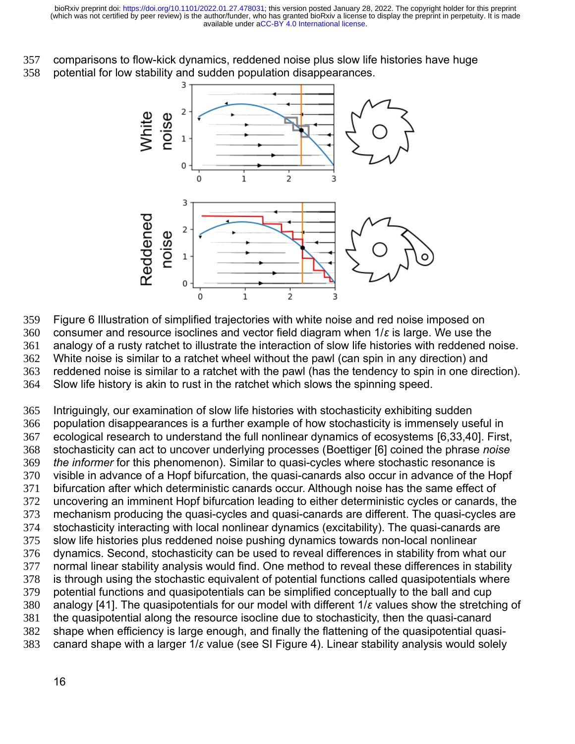comparisons to flow-kick dynamics, reddened noise plus slow life histories have huge potential for low stability and sudden population disappearances.

Figure 6 Illustration of simplified trajectories with white noise and red noise imposed on consumer and resource isoclines and vector field diagram when $1/\varepsilon$ is large. We use the analogy of a rusty ratchet to illustrate the interaction of slow life histories with reddened noise. White noise is similar to a ratchet wheel without the pawl (can spin in any direction) and reddened noise is similar to a ratchet with the pawl (has the tendency to spin in one direction). Slow life history is akin to rust in the ratchet which slows the spinning speed.

Intriguingly, our examination of slow life histories with stochasticity exhibiting sudden population disappearances is a further example of how stochasticity is immensely useful in ecological research to understand the full nonlinear dynamics of ecosystems [6,33,40]. First, stochasticity can act to uncover underlying processes (Boettiger [6] coined the phrase *noise the informer* for this phenomenon). Similar to quasi-cycles where stochastic resonance is visible in advance of a Hopf bifurcation, the quasi-canards also occur in advance of the Hopf bifurcation after which deterministic canards occur. Although noise has the same effect of uncovering an imminent Hopf bifurcation leading to either deterministic cycles or canards, the mechanism producing the quasi-cycles and quasi-canards are different. The quasi-cycles are stochasticity interacting with local nonlinear dynamics (excitability). The quasi-canards are slow life histories plus reddened noise pushing dynamics towards non-local nonlinear dynamics. Second, stochasticity can be used to reveal differences in stability from what our normal linear stability analysis would find. One method to reveal these differences in stability is through using the stochastic equivalent of potential functions called quasipotentials where potential functions and quasipotentials can be simplified conceptually to the ball and cup analogy [41]. The quasipotentials for our model with different $1/\varepsilon$ values show the stretching of the quasipotential along the resource isocline due to stochasticity, then the quasi-canard shape when efficiency is large enough, and finally the flattening of the quasipotential quasi-canard shape with a larger $1/\varepsilon$ value (see SI Figure 4). Linear stability analysis would solely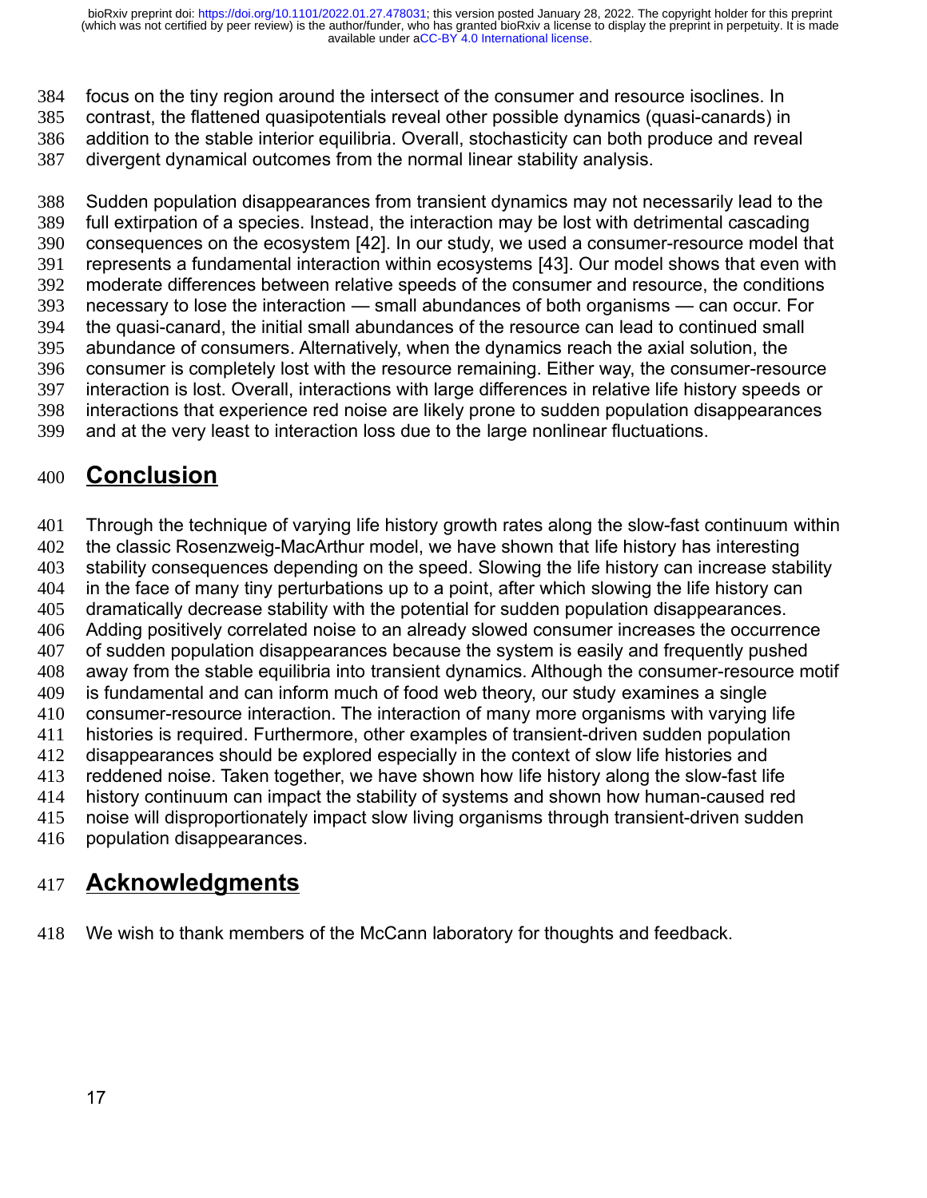focus on the tiny region around the intersect of the consumer and resource isoclines. In contrast, the flattened quasipotentials reveal other possible dynamics (quasi-canards) in addition to the stable interior equilibria. Overall, stochasticity can both produce and reveal divergent dynamical outcomes from the normal linear stability analysis.

Sudden population disappearances from transient dynamics may not necessarily lead to the full extirpation of a species. Instead, the interaction may be lost with detrimental cascading consequences on the ecosystem [42]. In our study, we used a consumer-resource model that represents a fundamental interaction within ecosystems [43]. Our model shows that even with moderate differences between relative speeds of the consumer and resource, the conditions necessary to lose the interaction — small abundances of both organisms — can occur. For the quasi-canard, the initial small abundances of the resource can lead to continued small abundance of consumers. Alternatively, when the dynamics reach the axial solution, the consumer is completely lost with the resource remaining. Either way, the consumer-resource interaction is lost. Overall, interactions with large differences in relative life history speeds or interactions that experience red noise are likely prone to sudden population disappearances and at the very least to interaction loss due to the large nonlinear fluctuations.

## Conclusion

Through the technique of varying life history growth rates along the slow-fast continuum within the classic Rosenzweig-MacArthur model, we have shown that life history has interesting stability consequences depending on the speed. Slowing the life history can increase stability in the face of many tiny perturbations up to a point, after which slowing the life history can dramatically decrease stability with the potential for sudden population disappearances. Adding positively correlated noise to an already slowed consumer increases the occurrence of sudden population disappearances because the system is easily and frequently pushed away from the stable equilibria into transient dynamics. Although the consumer-resource motif is fundamental and can inform much of food web theory, our study examines a single consumer-resource interaction. The interaction of many more organisms with varying life histories is required. Furthermore, other examples of transient-driven sudden population disappearances should be explored especially in the context of slow life histories and reddened noise. Taken together, we have shown how life history along the slow-fast life history continuum can impact the stability of systems and shown how human-caused red noise will disproportionately impact slow living organisms through transient-driven sudden population disappearances.

## Acknowledgments

We wish to thank members of the McCann laboratory for thoughts and feedback.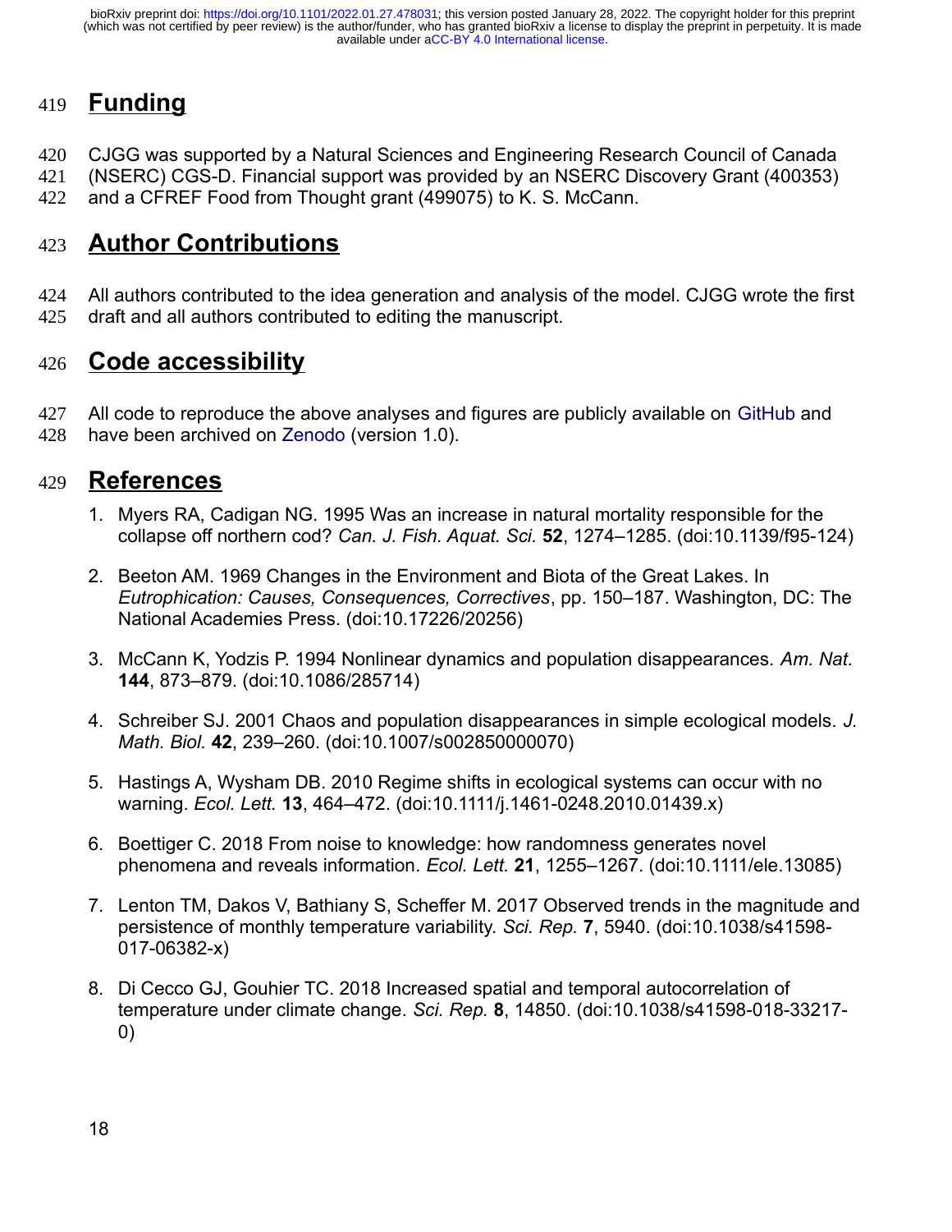# Funding

CJGG was supported by a Natural Sciences and Engineering Research Council of Canada (NSERC) CGS-D. Financial support was provided by an NSERC Discovery Grant (400353) and a CFREF Food from Thought grant (499075) to K. S. McCann.

# Author Contributions

All authors contributed to the idea generation and analysis of the model. CJGG wrote the first draft and all authors contributed to editing the manuscript.

# Code accessibility

All code to reproduce the above analyses and figures are publicly available on GitHub and have been archived on Zenodo (version 1.0).

# References

1. Myers RA, Cadigan NG. 1995 Was an increase in natural mortality responsible for the collapse off northern cod? *Can. J. Fish. Aquat. Sci.* **52**, 1274–1285. (doi:10.1139/f95-124)

2. Beeton AM. 1969 Changes in the Environment and Biota of the Great Lakes. In *Eutrophication: Causes, Consequences, Correctives*, pp. 150–187. Washington, DC: The National Academies Press. (doi:10.17226/20256)

3. McCann K, Yodzis P. 1994 Nonlinear dynamics and population disappearances. *Am. Nat.* **144**, 873–879. (doi:10.1086/285714)

4. Schreiber SJ. 2001 Chaos and population disappearances in simple ecological models. *J. Math. Biol.* **42**, 239–260. (doi:10.1007/s002850000070)

5. Hastings A, Wysham DB. 2010 Regime shifts in ecological systems can occur with no warning. *Ecol. Lett.* **13**, 464–472. (doi:10.1111/j.1461-0248.2010.01439.x)

6. Boettiger C. 2018 From noise to knowledge: how randomness generates novel phenomena and reveals information. *Ecol. Lett.* **21**, 1255–1267. (doi:10.1111/ele.13085)

7. Lenton TM, Dakos V, Bathiany S, Scheffer M. 2017 Observed trends in the magnitude and persistence of monthly temperature variability. *Sci. Rep.* **7**, 5940. (doi:10.1038/s41598-017-06382-x)

8. Di Cecco GJ, Gouhier TC. 2018 Increased spatial and temporal autocorrelation of temperature under climate change. *Sci. Rep.* **8**, 14850. (doi:10.1038/s41598-018-33217-0)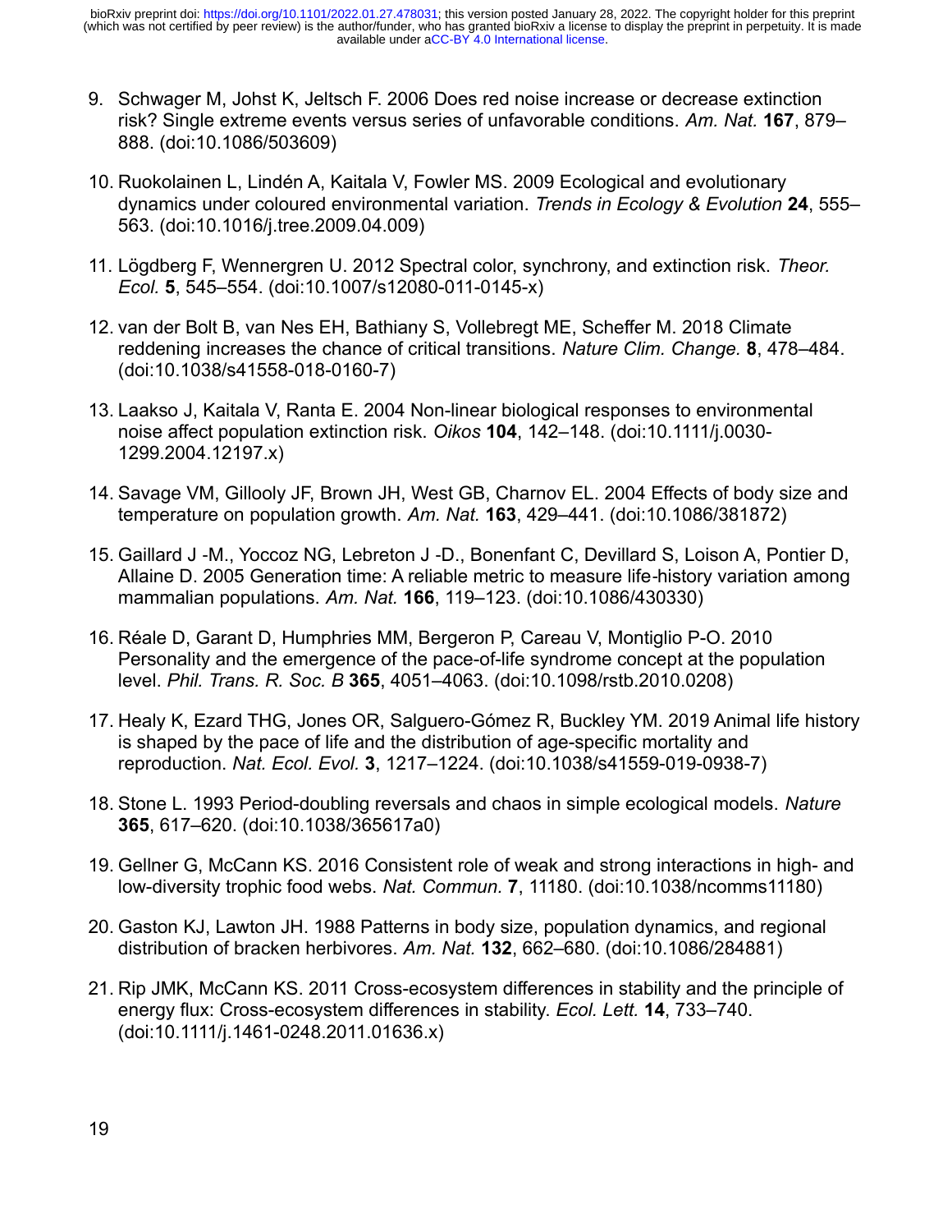9. Schwager M, Johst K, Jeltsch F. 2006 Does red noise increase or decrease extinction risk? Single extreme events versus series of unfavorable conditions. *Am. Nat.* **167**, 879–888. (doi:10.1086/503609)

10. Ruokolainen L, Lindén A, Kaitala V, Fowler MS. 2009 Ecological and evolutionary dynamics under coloured environmental variation. *Trends in Ecology & Evolution* **24**, 555–563. (doi:10.1016/j.tree.2009.04.009)

11. Lögdberg F, Wennergren U. 2012 Spectral color, synchrony, and extinction risk. *Theor. Ecol.* **5**, 545–554. (doi:10.1007/s12080-011-0145-x)

12. van der Bolt B, van Nes EH, Bathiany S, Vollebregt ME, Scheffer M. 2018 Climate reddening increases the chance of critical transitions. *Nature Clim. Change.* **8**, 478–484. (doi:10.1038/s41558-018-0160-7)

13. Laakso J, Kaitala V, Ranta E. 2004 Non-linear biological responses to environmental noise affect population extinction risk. *Oikos* **104**, 142–148. (doi:10.1111/j.0030-1299.2004.12197.x)

14. Savage VM, Gillooly JF, Brown JH, West GB, Charnov EL. 2004 Effects of body size and temperature on population growth. *Am. Nat.* **163**, 429–441. (doi:10.1086/381872)

15. Gaillard J -M., Yoccoz NG, Lebreton J -D., Bonenfant C, Devillard S, Loison A, Pontier D, Allaine D. 2005 Generation time: A reliable metric to measure life-history variation among mammalian populations. *Am. Nat.* **166**, 119–123. (doi:10.1086/430330)

16. Réale D, Garant D, Humphries MM, Bergeron P, Careau V, Montiglio P-O. 2010 Personality and the emergence of the pace-of-life syndrome concept at the population level. *Phil. Trans. R. Soc. B* **365**, 4051–4063. (doi:10.1098/rstb.2010.0208)

17. Healy K, Ezard THG, Jones OR, Salguero-Gómez R, Buckley YM. 2019 Animal life history is shaped by the pace of life and the distribution of age-specific mortality and reproduction. *Nat. Ecol. Evol.* **3**, 1217–1224. (doi:10.1038/s41559-019-0938-7)

18. Stone L. 1993 Period-doubling reversals and chaos in simple ecological models. *Nature* **365**, 617–620. (doi:10.1038/365617a0)

19. Gellner G, McCann KS. 2016 Consistent role of weak and strong interactions in high- and low-diversity trophic food webs. *Nat. Commun.* **7**, 11180. (doi:10.1038/ncomms11180)

20. Gaston KJ, Lawton JH. 1988 Patterns in body size, population dynamics, and regional distribution of bracken herbivores. *Am. Nat.* **132**, 662–680. (doi:10.1086/284881)

21. Rip JMK, McCann KS. 2011 Cross-ecosystem differences in stability and the principle of energy flux: Cross-ecosystem differences in stability. *Ecol. Lett.* **14**, 733–740. (doi:10.1111/j.1461-0248.2011.01636.x)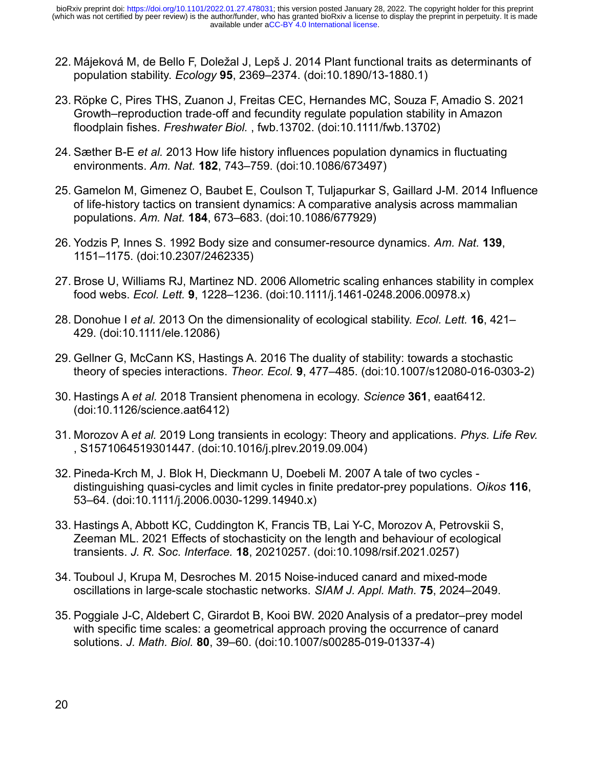22. Májeková M, de Bello F, Doležal J, Lepš J. 2014 Plant functional traits as determinants of population stability. *Ecology* **95**, 2369–2374. (doi:10.1890/13-1880.1)

23. Röpke C, Pires THS, Zuanon J, Freitas CEC, Hernandes MC, Souza F, Amadio S. 2021 Growth–reproduction trade-off and fecundity regulate population stability in Amazon floodplain fishes. *Freshwater Biol.* , fwb.13702. (doi:10.1111/fwb.13702)

24. Sæther B-E *et al.* 2013 How life history influences population dynamics in fluctuating environments. *Am. Nat.* **182**, 743–759. (doi:10.1086/673497)

25. Gamelon M, Gimenez O, Baubet E, Coulson T, Tuljapurkar S, Gaillard J-M. 2014 Influence of life-history tactics on transient dynamics: A comparative analysis across mammalian populations. *Am. Nat.* **184**, 673–683. (doi:10.1086/677929)

26. Yodzis P, Innes S. 1992 Body size and consumer-resource dynamics. *Am. Nat.* **139**, 1151–1175. (doi:10.2307/2462335)

27. Brose U, Williams RJ, Martinez ND. 2006 Allometric scaling enhances stability in complex food webs. *Ecol. Lett.* **9**, 1228–1236. (doi:10.1111/j.1461-0248.2006.00978.x)

28. Donohue I *et al.* 2013 On the dimensionality of ecological stability. *Ecol. Lett.* **16**, 421–429. (doi:10.1111/ele.12086)

29. Gellner G, McCann KS, Hastings A. 2016 The duality of stability: towards a stochastic theory of species interactions. *Theor. Ecol.* **9**, 477–485. (doi:10.1007/s12080-016-0303-2)

30. Hastings A *et al.* 2018 Transient phenomena in ecology. *Science* **361**, eaat6412. (doi:10.1126/science.aat6412)

31. Morozov A *et al.* 2019 Long transients in ecology: Theory and applications. *Phys. Life Rev.* , S1571064519301447. (doi:10.1016/j.plrev.2019.09.004)

32. Pineda-Krch M, J. Blok H, Dieckmann U, Doebeli M. 2007 A tale of two cycles - distinguishing quasi-cycles and limit cycles in finite predator-prey populations. *Oikos* **116**, 53–64. (doi:10.1111/j.2006.0030-1299.14940.x)

33. Hastings A, Abbott KC, Cuddington K, Francis TB, Lai Y-C, Morozov A, Petrovskii S, Zeeman ML. 2021 Effects of stochasticity on the length and behaviour of ecological transients. *J. R. Soc. Interface.* **18**, 20210257. (doi:10.1098/rsif.2021.0257)

34. Touboul J, Krupa M, Desroches M. 2015 Noise-induced canard and mixed-mode oscillations in large-scale stochastic networks. *SIAM J. Appl. Math.* **75**, 2024–2049.

35. Poggiale J-C, Aldebert C, Girardot B, Kooi BW. 2020 Analysis of a predator–prey model with specific time scales: a geometrical approach proving the occurrence of canard solutions. *J. Math. Biol.* **80**, 39–60. (doi:10.1007/s00285-019-01337-4)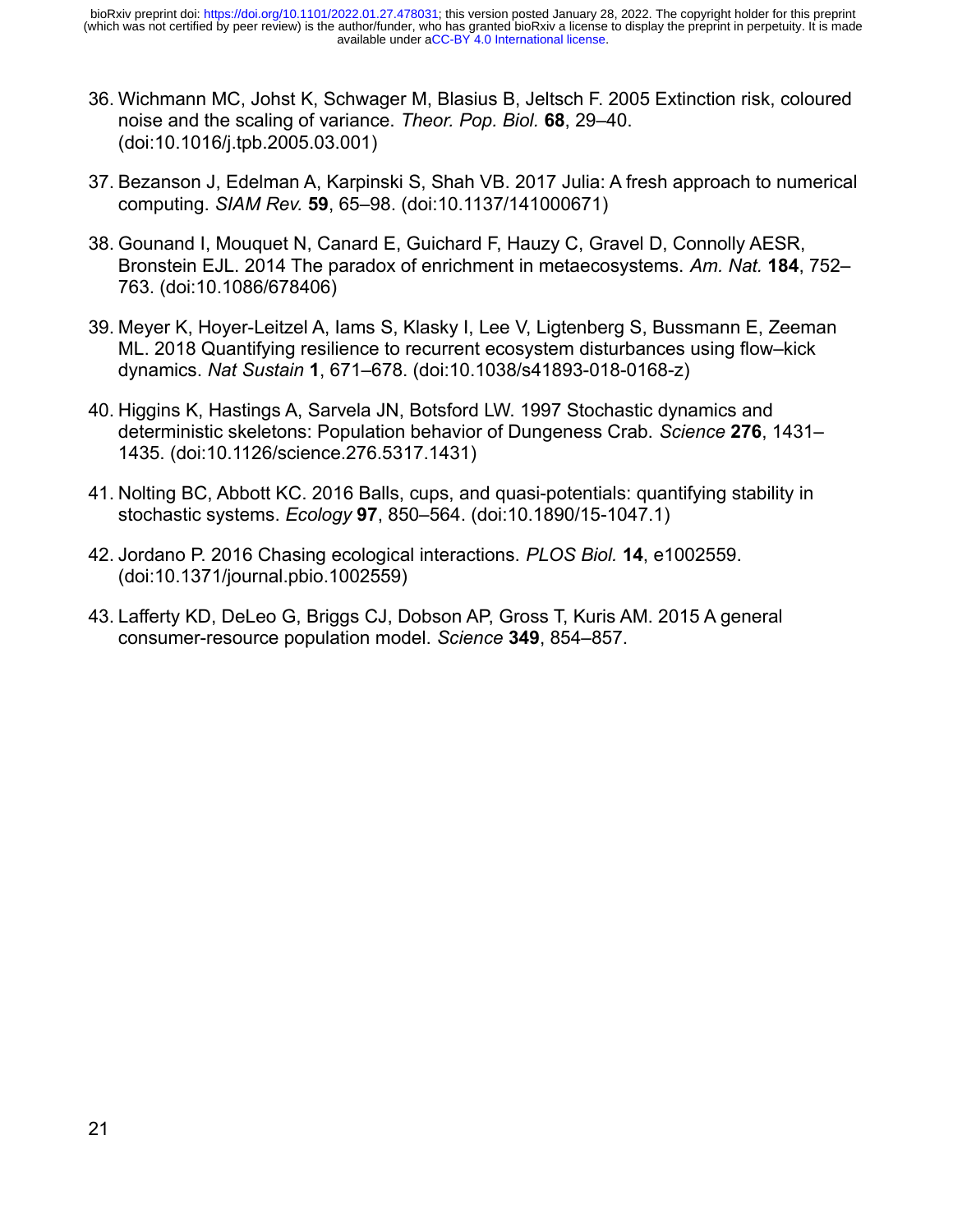36. Wichmann MC, Johst K, Schwager M, Blasius B, Jeltsch F. 2005 Extinction risk, coloured noise and the scaling of variance. *Theor. Pop. Biol.* **68**, 29–40. (doi:10.1016/j.tpb.2005.03.001)

37. Bezanson J, Edelman A, Karpinski S, Shah VB. 2017 Julia: A fresh approach to numerical computing. *SIAM Rev.* **59**, 65–98. (doi:10.1137/141000671)

38. Gounand I, Mouquet N, Canard E, Guichard F, Hauzy C, Gravel D, Connolly AESR, Bronstein EJL. 2014 The paradox of enrichment in metaecosystems. *Am. Nat.* **184**, 752–763. (doi:10.1086/678406)

39. Meyer K, Hoyer-Leitzel A, Iams S, Klasky I, Lee V, Ligtenberg S, Bussmann E, Zeeman ML. 2018 Quantifying resilience to recurrent ecosystem disturbances using flow–kick dynamics. *Nat Sustain* **1**, 671–678. (doi:10.1038/s41893-018-0168-z)

40. Higgins K, Hastings A, Sarvela JN, Botsford LW. 1997 Stochastic dynamics and deterministic skeletons: Population behavior of Dungeness Crab. *Science* **276**, 1431–1435. (doi:10.1126/science.276.5317.1431)

41. Nolting BC, Abbott KC. 2016 Balls, cups, and quasi-potentials: quantifying stability in stochastic systems. *Ecology* **97**, 850–564. (doi:10.1890/15-1047.1)

42. Jordano P. 2016 Chasing ecological interactions. *PLOS Biol.* **14**, e1002559. (doi:10.1371/journal.pbio.1002559)

43. Lafferty KD, DeLeo G, Briggs CJ, Dobson AP, Gross T, Kuris AM. 2015 A general consumer-resource population model. *Science* **349**, 854–857.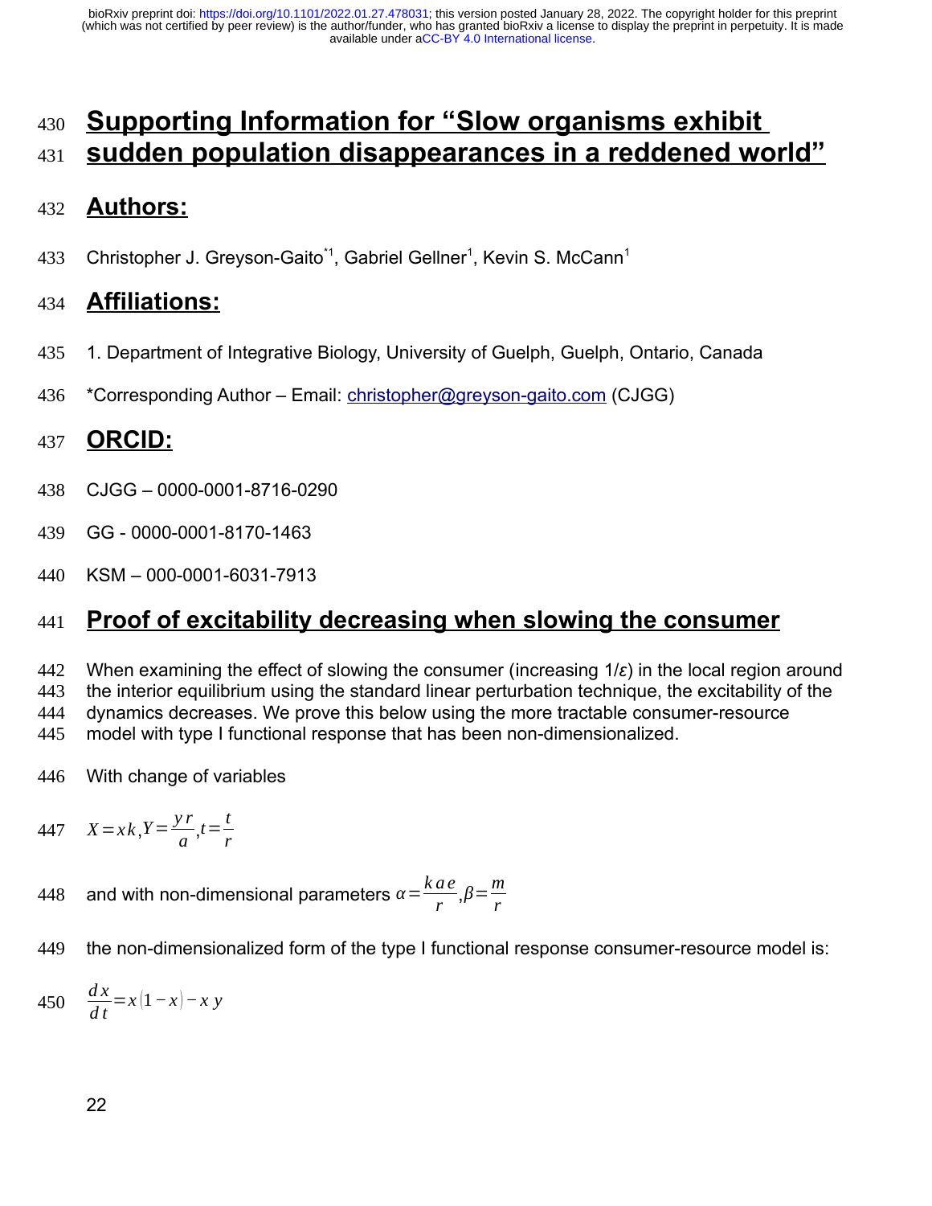# Supporting Information for "Slow organisms exhibit sudden population disappearances in a reddened world"

## Authors:

Christopher J. Greyson-Gaito*[1], Gabriel Gellner[1], Kevin S. McCann[1]

## Affiliations:

1. Department of Integrative Biology, University of Guelph, Guelph, Ontario, Canada

*Corresponding Author – Email: christopher@greyson-gaito.com (CJGG)

## ORCID:

CJGG – 0000-0001-8716-0290

GG - 0000-0001-8170-1463

KSM – 000-0001-6031-7913

## Proof of excitability decreasing when slowing the consumer

When examining the effect of slowing the consumer (increasing $1/\varepsilon$) in the local region around the interior equilibrium using the standard linear perturbation technique, the excitability of the dynamics decreases. We prove this below using the more tractable consumer-resource model with type I functional response that has been non-dimensionalized.

With change of variables

$$X = xk, Y = \frac{yr}{a}, t = \frac{t}{r}$$

and with non-dimensional parameters $\alpha = \frac{kae}{r}, \beta = \frac{m}{r}$

the non-dimensionalized form of the type I functional response consumer-resource model is:

$$\frac{dx}{dt} = x(1-x) - xy$$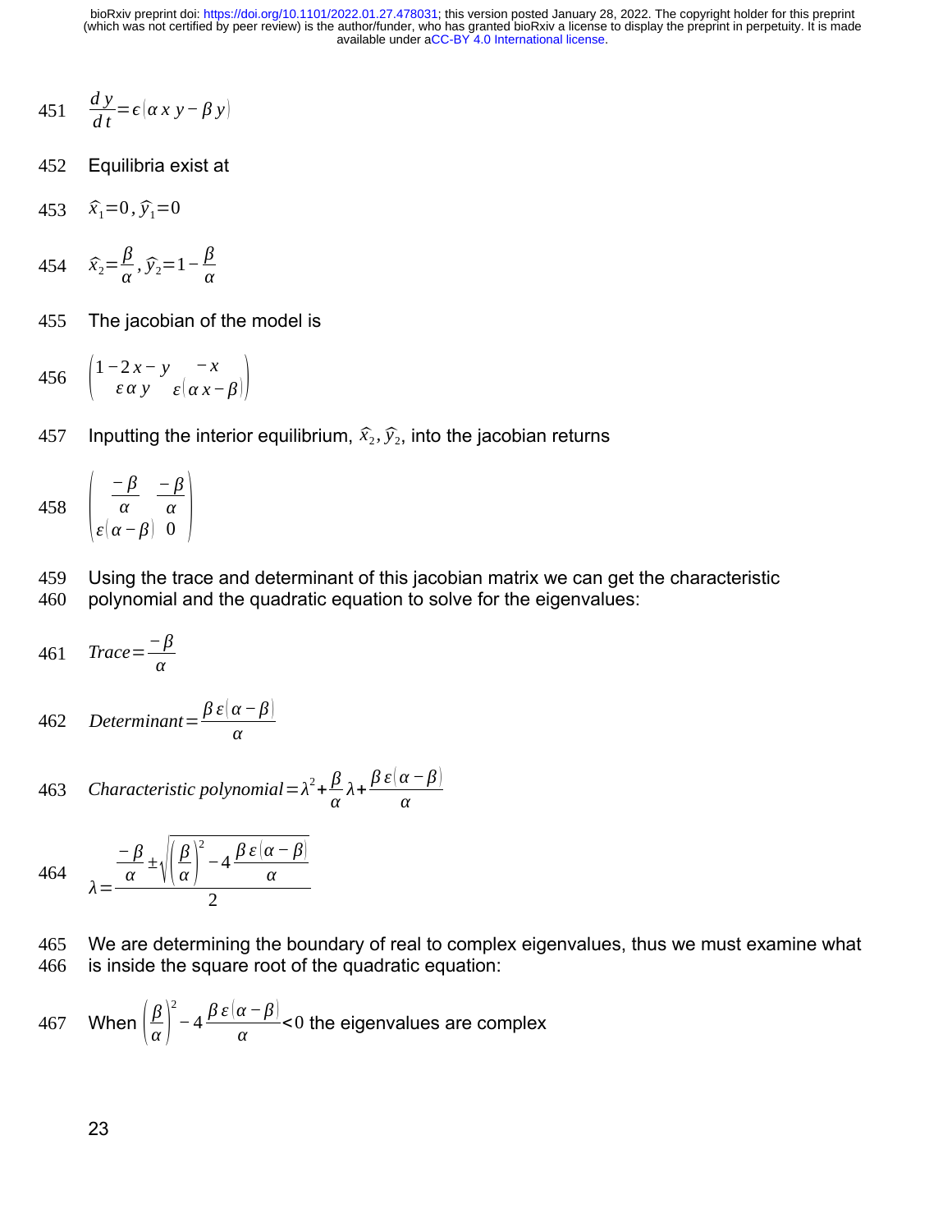$$\frac{dy}{dt}=\epsilon\left(\alpha x y-\beta y\right)$$

Equilibria exist at

$$\hat{x}_1=0,\hat{y}_1=0$$

$$\hat{x}_2=\frac{\beta}{\alpha},\hat{y}_2=1-\frac{\beta}{\alpha}$$

The jacobian of the model is

$$\begin{pmatrix} 1-2x-y & -x \\ \varepsilon\alpha y & \varepsilon\left(\alpha x-\beta\right) \end{pmatrix}$$

Inputting the interior equilibrium, $\hat{x}_2,\hat{y}_2$, into the jacobian returns

$$\begin{pmatrix} \frac{-\beta}{\alpha} & \frac{-\beta}{\alpha} \\ \varepsilon\left(\alpha-\beta\right) & 0 \end{pmatrix}$$

Using the trace and determinant of this jacobian matrix we can get the characteristic polynomial and the quadratic equation to solve for the eigenvalues:

$$Trace=\frac{-\beta}{\alpha}$$

$$Determinant=\frac{\beta\varepsilon\left(\alpha-\beta\right)}{\alpha}$$

$$Characteristic\ polynomial=\lambda^2+\frac{\beta}{\alpha}\lambda+\frac{\beta\varepsilon\left(\alpha-\beta\right)}{\alpha}$$

$$\lambda=\frac{\frac{-\beta}{\alpha}\pm\sqrt{\left(\frac{\beta}{\alpha}\right)^2-4\frac{\beta\varepsilon\left(\alpha-\beta\right)}{\alpha}}}{2}$$

We are determining the boundary of real to complex eigenvalues, thus we must examine what is inside the square root of the quadratic equation:

When $\left(\frac{\beta}{\alpha}\right)^2-4\frac{\beta\varepsilon\left(\alpha-\beta\right)}{\alpha}<0$ the eigenvalues are complex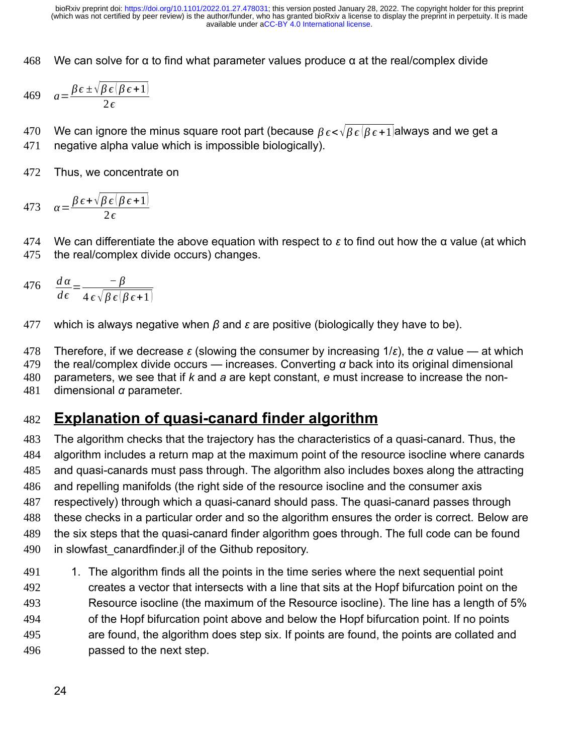We can solve for α to find what parameter values produce α at the real/complex divide

$$a=\frac{\beta\epsilon\pm\sqrt{\beta\epsilon(\beta\epsilon+1)}}{2\epsilon}$$

We can ignore the minus square root part (because $\beta\epsilon<\sqrt{\beta\epsilon(\beta\epsilon+1)}$ always and we get a negative alpha value which is impossible biologically).

Thus, we concentrate on

$$\alpha=\frac{\beta\epsilon+\sqrt{\beta\epsilon(\beta\epsilon+1)}}{2\epsilon}$$

We can differentiate the above equation with respect to $\epsilon$ to find out how the α value (at which the real/complex divide occurs) changes.

$$\frac{d\alpha}{d\epsilon}=\frac{-\beta}{4\epsilon\sqrt{\beta\epsilon(\beta\epsilon+1)}}$$

which is always negative when $\beta$ and $\epsilon$ are positive (biologically they have to be).

Therefore, if we decrease $\epsilon$ (slowing the consumer by increasing $1/\epsilon$), the $\alpha$ value — at which the real/complex divide occurs — increases. Converting $\alpha$ back into its original dimensional parameters, we see that if $k$ and $a$ are kept constant, $e$ must increase to increase the non-dimensional $\alpha$ parameter.

## Explanation of quasi-canard finder algorithm

The algorithm checks that the trajectory has the characteristics of a quasi-canard. Thus, the algorithm includes a return map at the maximum point of the resource isocline where canards and quasi-canards must pass through. The algorithm also includes boxes along the attracting and repelling manifolds (the right side of the resource isocline and the consumer axis respectively) through which a quasi-canard should pass. The quasi-canard passes through these checks in a particular order and so the algorithm ensures the order is correct. Below are the six steps that the quasi-canard finder algorithm goes through. The full code can be found in slowfast_canardfinder.jl of the Github repository.

1. The algorithm finds all the points in the time series where the next sequential point creates a vector that intersects with a line that sits at the Hopf bifurcation point on the Resource isocline (the maximum of the Resource isocline). The line has a length of 5% of the Hopf bifurcation point above and below the Hopf bifurcation point. If no points are found, the algorithm does step six. If points are found, the points are collated and passed to the next step.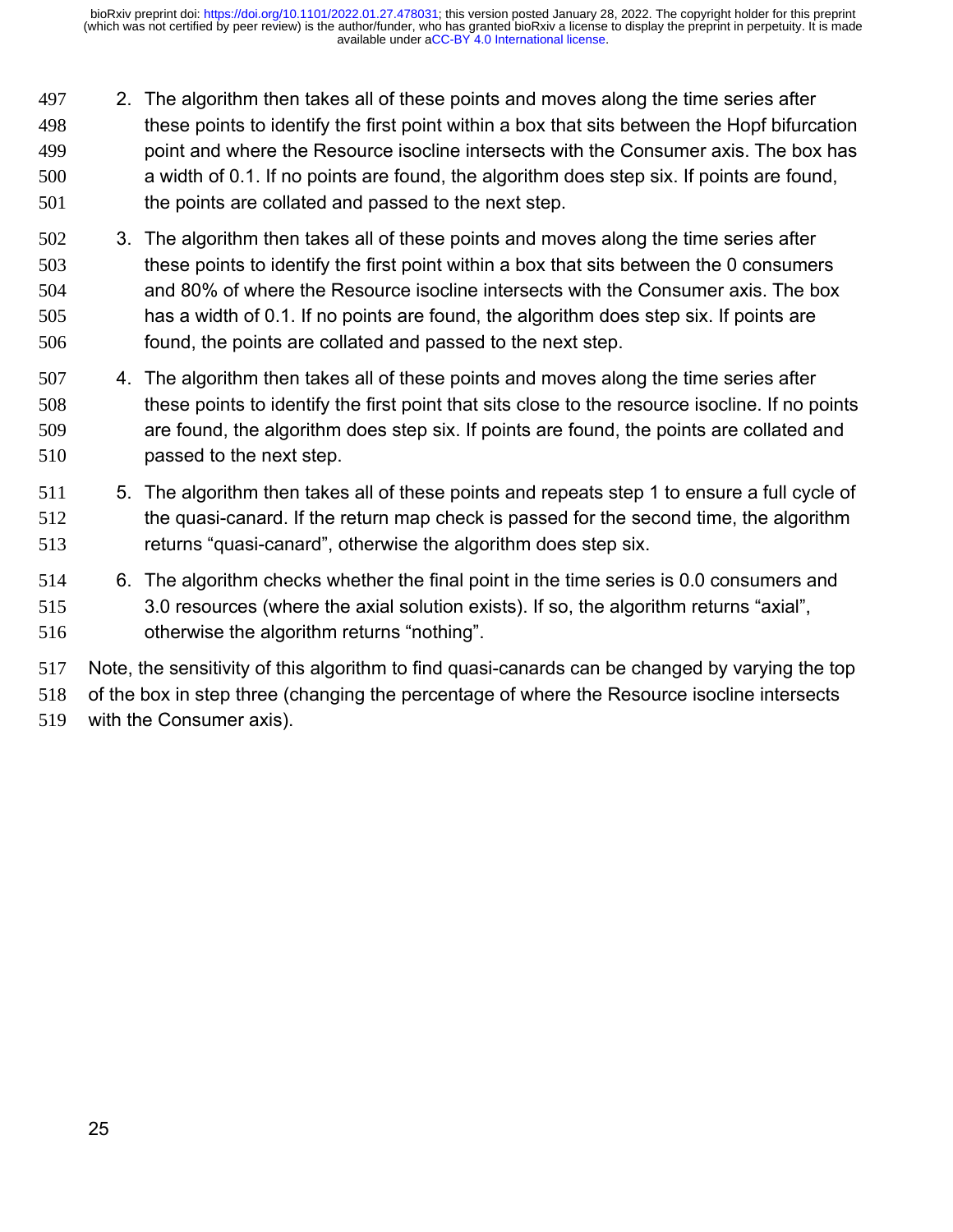2. The algorithm then takes all of these points and moves along the time series after these points to identify the first point within a box that sits between the Hopf bifurcation point and where the Resource isocline intersects with the Consumer axis. The box has a width of 0.1. If no points are found, the algorithm does step six. If points are found, the points are collated and passed to the next step.
3. The algorithm then takes all of these points and moves along the time series after these points to identify the first point within a box that sits between the 0 consumers and 80% of where the Resource isocline intersects with the Consumer axis. The box has a width of 0.1. If no points are found, the algorithm does step six. If points are found, the points are collated and passed to the next step.
4. The algorithm then takes all of these points and moves along the time series after these points to identify the first point that sits close to the resource isocline. If no points are found, the algorithm does step six. If points are found, the points are collated and passed to the next step.
5. The algorithm then takes all of these points and repeats step 1 to ensure a full cycle of the quasi-canard. If the return map check is passed for the second time, the algorithm returns "quasi-canard", otherwise the algorithm does step six.
6. The algorithm checks whether the final point in the time series is 0.0 consumers and 3.0 resources (where the axial solution exists). If so, the algorithm returns "axial", otherwise the algorithm returns "nothing".

Note, the sensitivity of this algorithm to find quasi-canards can be changed by varying the top of the box in step three (changing the percentage of where the Resource isocline intersects with the Consumer axis).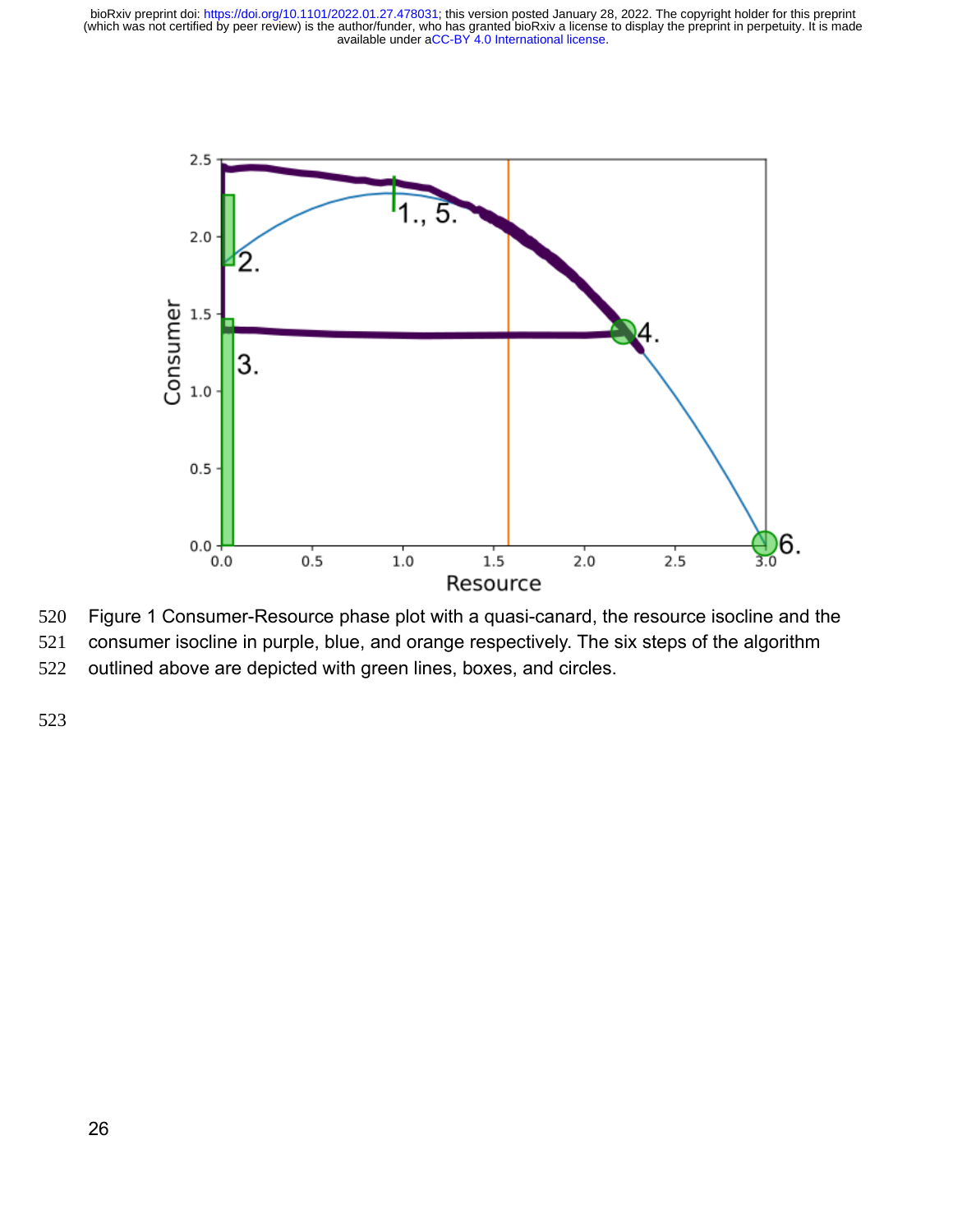Figure 1 Consumer-Resource phase plot with a quasi-canard, the resource isocline and the consumer isocline in purple, blue, and orange respectively. The six steps of the algorithm outlined above are depicted with green lines, boxes, and circles.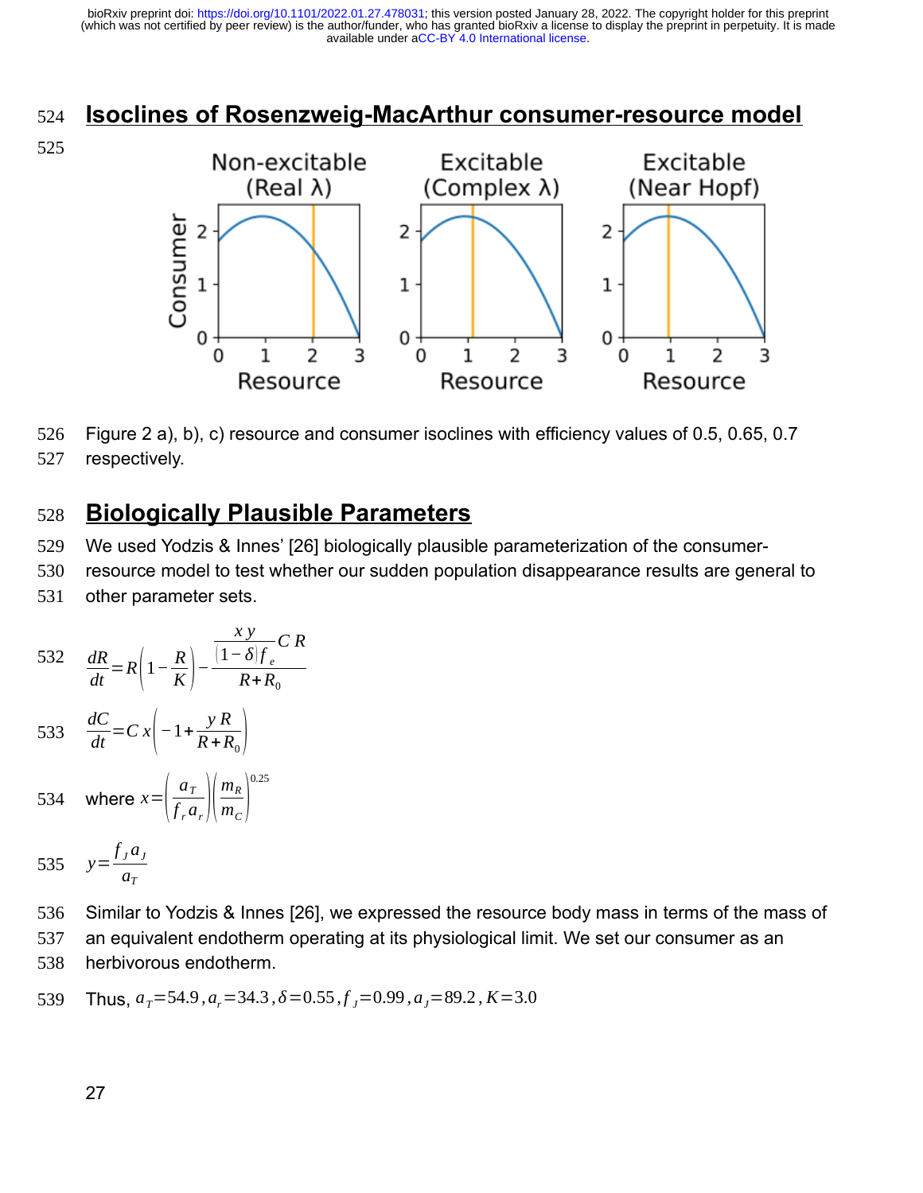## Isoclines of Rosenzweig-MacArthur consumer-resource model

Figure 2 a), b), c) resource and consumer isoclines with efficiency values of 0.5, 0.65, 0.7 respectively.

## Biologically Plausible Parameters

We used Yodzis & Innes' [26] biologically plausible parameterization of the consumer-resource model to test whether our sudden population disappearance results are general to other parameter sets.

$$\frac{dR}{dt}=R\left(1-\frac{R}{K}\right)-\frac{\frac{x\,y}{(1-\delta)f_e}C\,R}{R+R_0}$$

$$\frac{dC}{dt}=C\,x\left(-1+\frac{y\,R}{R+R_0}\right)$$

where $x=\left(\frac{a_T}{f_r a_r}\right)\left(\frac{m_R}{m_C}\right)^{0.25}$

$$y=\frac{f_J a_J}{a_T}$$

Similar to Yodzis & Innes [26], we expressed the resource body mass in terms of the mass of an equivalent endotherm operating at its physiological limit. We set our consumer as an herbivorous endotherm.

Thus, $a_T=54.9\,, a_r=34.3\,, \delta=0.55\,, f_J=0.99\,, a_J=89.2\,, K=3.0$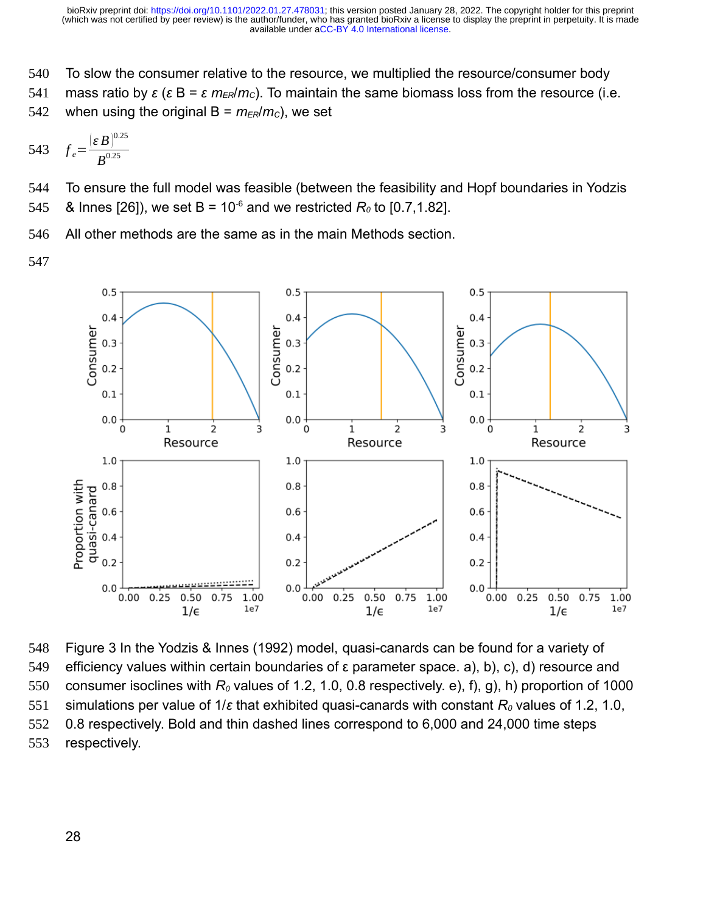To slow the consumer relative to the resource, we multiplied the resource/consumer body mass ratio by $\varepsilon$ ($\varepsilon$ B = $\varepsilon$ $m_{ER}/m_C$). To maintain the same biomass loss from the resource (i.e. when using the original B = $m_{ER}/m_C$), we set

$$f_e = \frac{(\varepsilon B)^{0.25}}{B^{0.25}}$$

To ensure the full model was feasible (between the feasibility and Hopf boundaries in Yodzis & Innes [26]), we set B = $10^{-6}$ and we restricted $R_0$ to [0.7,1.82].

All other methods are the same as in the main Methods section.

Figure 3 In the Yodzis & Innes (1992) model, quasi-canards can be found for a variety of efficiency values within certain boundaries of ε parameter space. a), b), c), d) resource and consumer isoclines with $R_0$ values of 1.2, 1.0, 0.8 respectively. e), f), g), h) proportion of 1000 simulations per value of 1/ε that exhibited quasi-canards with constant $R_0$ values of 1.2, 1.0, 0.8 respectively. Bold and thin dashed lines correspond to 6,000 and 24,000 time steps respectively.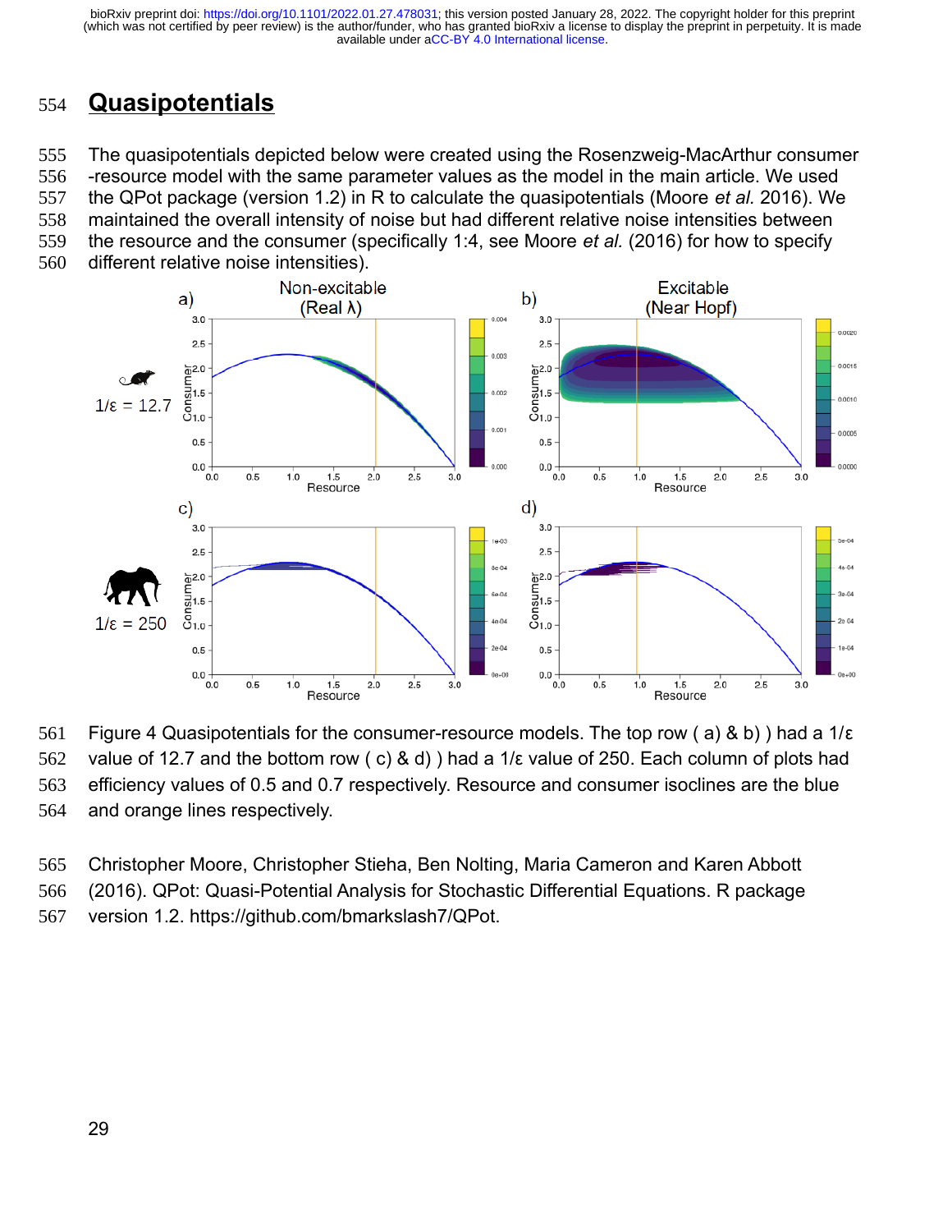# Quasipotentials

The quasipotentials depicted below were created using the Rosenzweig-MacArthur consumer -resource model with the same parameter values as the model in the main article. We used the QPot package (version 1.2) in R to calculate the quasipotentials (Moore *et al.* 2016). We maintained the overall intensity of noise but had different relative noise intensities between the resource and the consumer (specifically 1:4, see Moore *et al.* (2016) for how to specify different relative noise intensities).

a) Non-excitable (Real λ)

b) Excitable (Near Hopf)

c)

d)

$1/\varepsilon$ = 12.7

$1/\varepsilon$ = 250

Consumer

Resource

Figure 4 Quasipotentials for the consumer-resource models. The top row ( a) & b) ) had a $1/\varepsilon$ value of 12.7 and the bottom row ( c) & d) ) had a $1/\varepsilon$ value of 250. Each column of plots had efficiency values of 0.5 and 0.7 respectively. Resource and consumer isoclines are the blue and orange lines respectively.

Christopher Moore, Christopher Stieha, Ben Nolting, Maria Cameron and Karen Abbott (2016). QPot: Quasi-Potential Analysis for Stochastic Differential Equations. R package version 1.2. https://github.com/bmarkslash7/QPot.